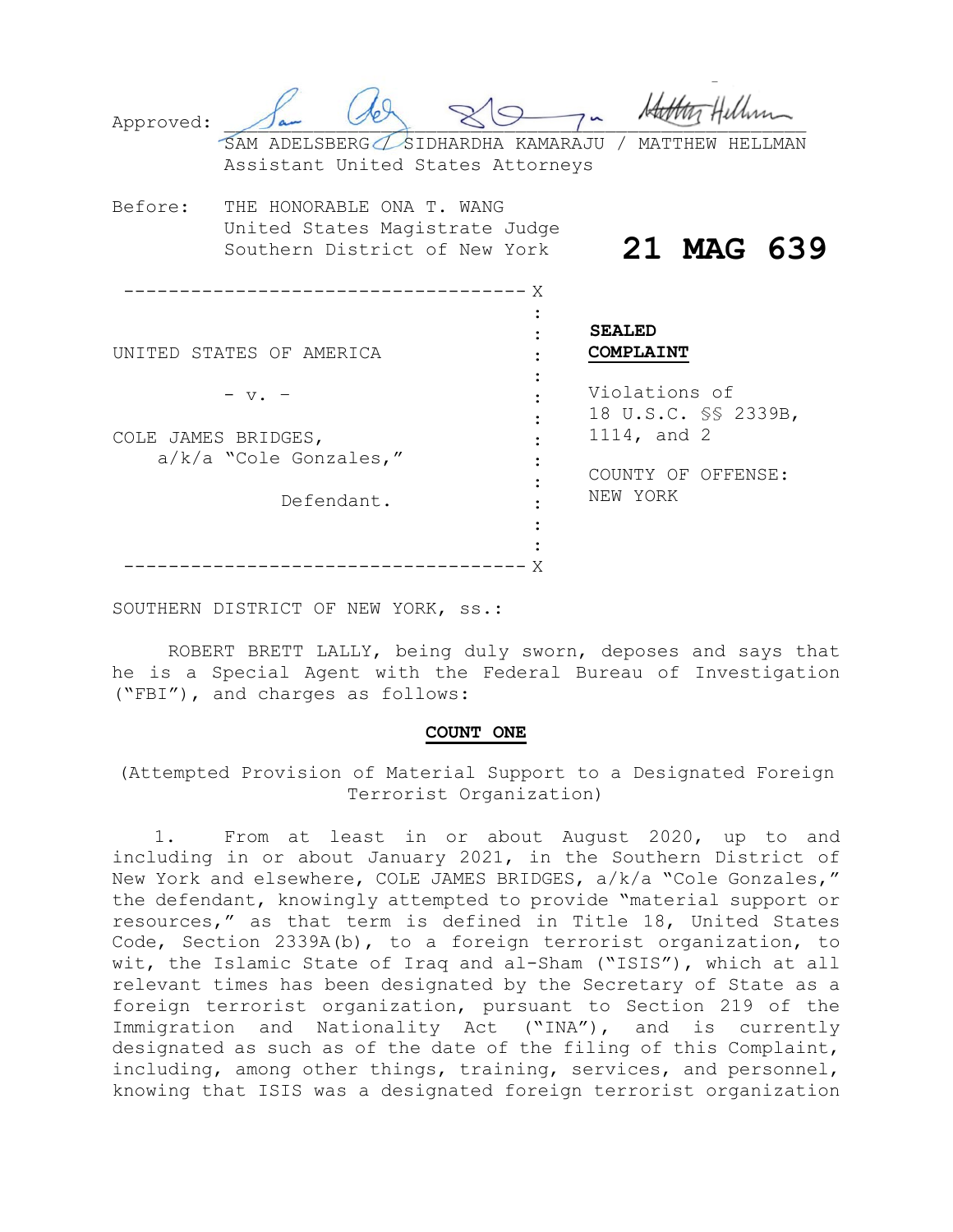Approved: ______________________________________________

SAM ADELSBERG / SIDHARDHA KAMARAJU / MATTHEW HELLMAN
Assistant United States Attorneys

Before: THE HONORABLE ONA T. WANG
United States Magistrate Judge
Southern District of New York

**21 MAG 639**

UNITED STATES OF AMERICA

- v. -

COLE JAMES BRIDGES,
a/k/a "Cole Gonzales,"

Defendant.

**SEALED COMPLAINT**

Violations of 18 U.S.C. §§ 2339B, 1114, and 2

COUNTY OF OFFENSE: NEW YORK

SOUTHERN DISTRICT OF NEW YORK, ss.:

ROBERT BRETT LALLY, being duly sworn, deposes and says that he is a Special Agent with the Federal Bureau of Investigation ("FBI"), and charges as follows:

## COUNT ONE

(Attempted Provision of Material Support to a Designated Foreign Terrorist Organization)

1. From at least in or about August 2020, up to and including in or about January 2021, in the Southern District of New York and elsewhere, COLE JAMES BRIDGES, a/k/a "Cole Gonzales," the defendant, knowingly attempted to provide "material support or resources," as that term is defined in Title 18, United States Code, Section 2339A(b), to a foreign terrorist organization, to wit, the Islamic State of Iraq and al-Sham ("ISIS"), which at all relevant times has been designated by the Secretary of State as a foreign terrorist organization, pursuant to Section 219 of the Immigration and Nationality Act ("INA"), and is currently designated as such as of the date of the filing of this Complaint, including, among other things, training, services, and personnel, knowing that ISIS was a designated foreign terrorist organization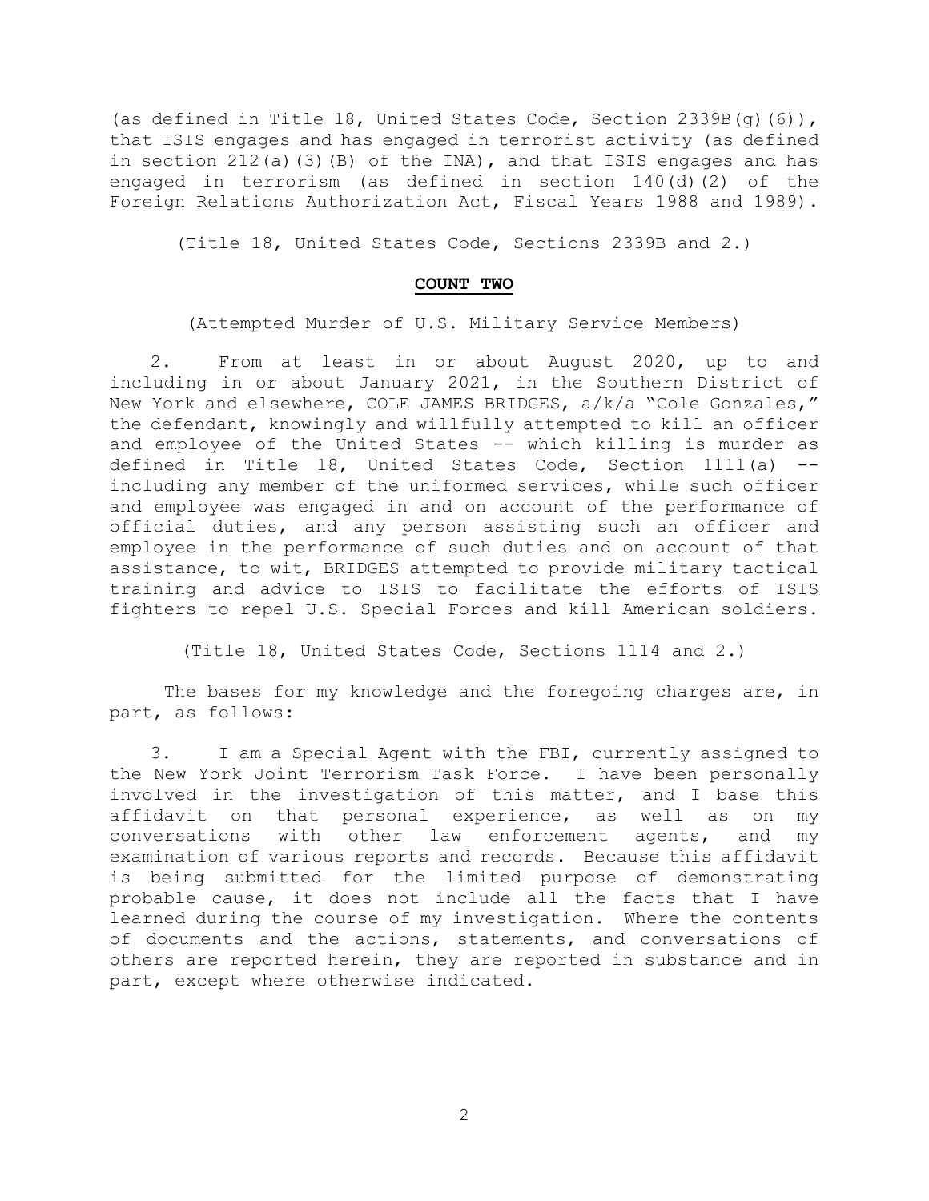(as defined in Title 18, United States Code, Section 2339B(g)(6)), that ISIS engages and has engaged in terrorist activity (as defined in section 212(a)(3)(B) of the INA), and that ISIS engages and has engaged in terrorism (as defined in section 140(d)(2) of the Foreign Relations Authorization Act, Fiscal Years 1988 and 1989).

(Title 18, United States Code, Sections 2339B and 2.)

**COUNT TWO**

(Attempted Murder of U.S. Military Service Members)

2. From at least in or about August 2020, up to and including in or about January 2021, in the Southern District of New York and elsewhere, COLE JAMES BRIDGES, a/k/a "Cole Gonzales," the defendant, knowingly and willfully attempted to kill an officer and employee of the United States -- which killing is murder as defined in Title 18, United States Code, Section 1111(a) -- including any member of the uniformed services, while such officer and employee was engaged in and on account of the performance of official duties, and any person assisting such an officer and employee in the performance of such duties and on account of that assistance, to wit, BRIDGES attempted to provide military tactical training and advice to ISIS to facilitate the efforts of ISIS fighters to repel U.S. Special Forces and kill American soldiers.

(Title 18, United States Code, Sections 1114 and 2.)

The bases for my knowledge and the foregoing charges are, in part, as follows:

3. I am a Special Agent with the FBI, currently assigned to the New York Joint Terrorism Task Force. I have been personally involved in the investigation of this matter, and I base this affidavit on that personal experience, as well as on my conversations with other law enforcement agents, and my examination of various reports and records. Because this affidavit is being submitted for the limited purpose of demonstrating probable cause, it does not include all the facts that I have learned during the course of my investigation. Where the contents of documents and the actions, statements, and conversations of others are reported herein, they are reported in substance and in part, except where otherwise indicated.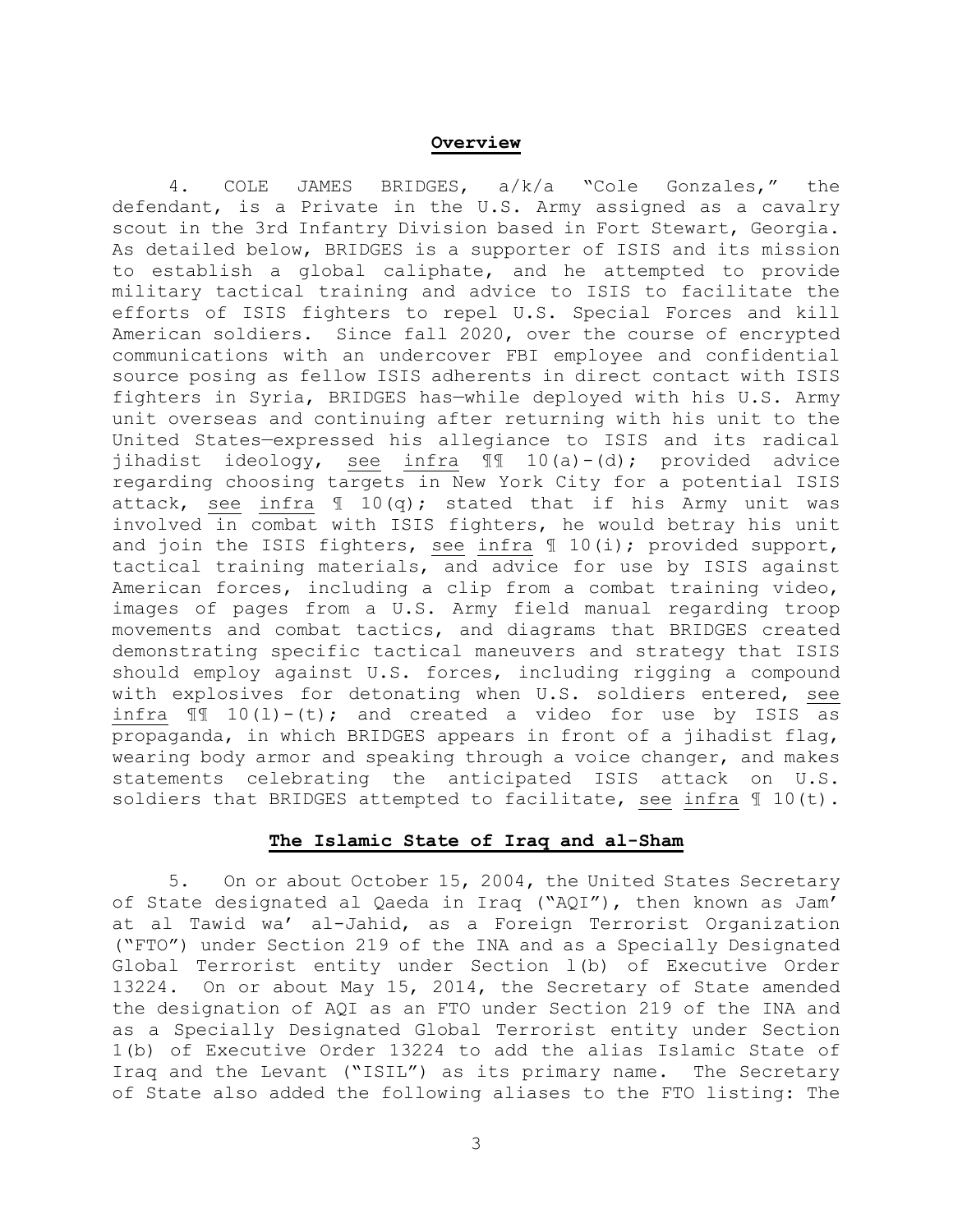## Overview

4. COLE JAMES BRIDGES, a/k/a "Cole Gonzales," the defendant, is a Private in the U.S. Army assigned as a cavalry scout in the 3rd Infantry Division based in Fort Stewart, Georgia. As detailed below, BRIDGES is a supporter of ISIS and its mission to establish a global caliphate, and he attempted to provide military tactical training and advice to ISIS to facilitate the efforts of ISIS fighters to repel U.S. Special Forces and kill American soldiers. Since fall 2020, over the course of encrypted communications with an undercover FBI employee and confidential source posing as fellow ISIS adherents in direct contact with ISIS fighters in Syria, BRIDGES has—while deployed with his U.S. Army unit overseas and continuing after returning with his unit to the United States—expressed his allegiance to ISIS and its radical jihadist ideology, see infra ¶¶ 10(a)-(d); provided advice regarding choosing targets in New York City for a potential ISIS attack, see infra ¶ 10(q); stated that if his Army unit was involved in combat with ISIS fighters, he would betray his unit and join the ISIS fighters, see infra ¶ 10(i); provided support, tactical training materials, and advice for use by ISIS against American forces, including a clip from a combat training video, images of pages from a U.S. Army field manual regarding troop movements and combat tactics, and diagrams that BRIDGES created demonstrating specific tactical maneuvers and strategy that ISIS should employ against U.S. forces, including rigging a compound with explosives for detonating when U.S. soldiers entered, see infra ¶¶ 10(l)-(t); and created a video for use by ISIS as propaganda, in which BRIDGES appears in front of a jihadist flag, wearing body armor and speaking through a voice changer, and makes statements celebrating the anticipated ISIS attack on U.S. soldiers that BRIDGES attempted to facilitate, see infra ¶ 10(t).

## The Islamic State of Iraq and al-Sham

5. On or about October 15, 2004, the United States Secretary of State designated al Qaeda in Iraq ("AQI"), then known as Jam' at al Tawid wa' al-Jahid, as a Foreign Terrorist Organization ("FTO") under Section 219 of the INA and as a Specially Designated Global Terrorist entity under Section 1(b) of Executive Order 13224. On or about May 15, 2014, the Secretary of State amended the designation of AQI as an FTO under Section 219 of the INA and as a Specially Designated Global Terrorist entity under Section 1(b) of Executive Order 13224 to add the alias Islamic State of Iraq and the Levant ("ISIL") as its primary name. The Secretary of State also added the following aliases to the FTO listing: The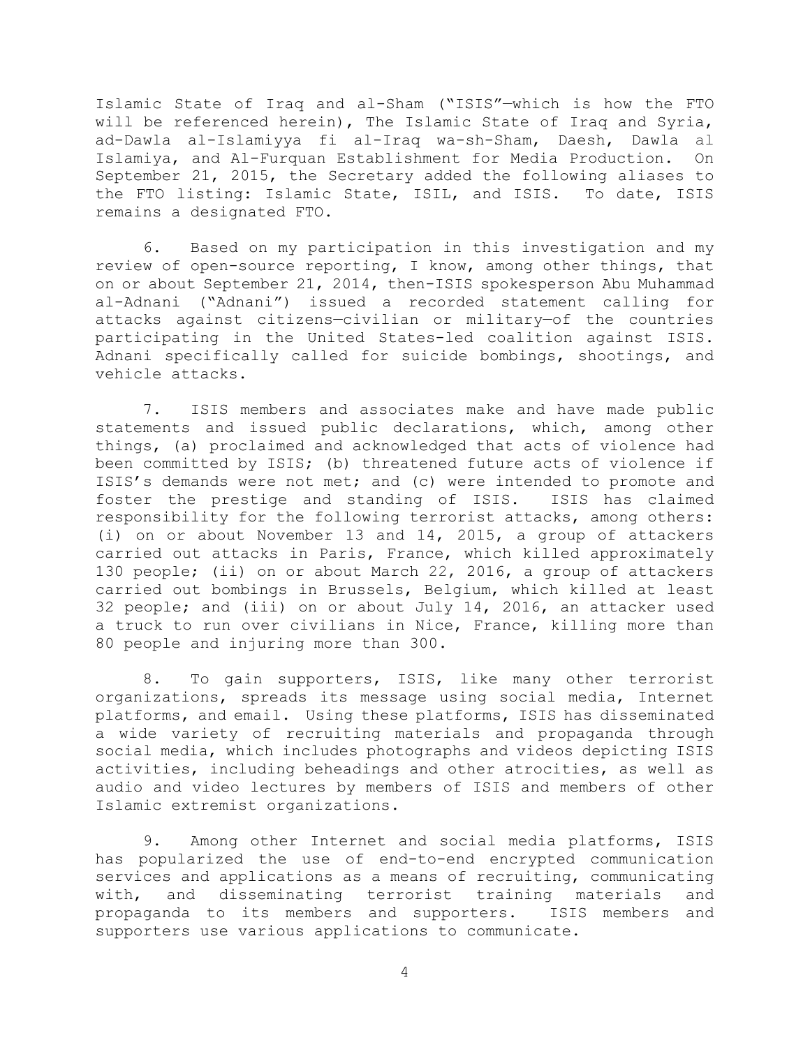Islamic State of Iraq and al-Sham ("ISIS"—which is how the FTO will be referenced herein), The Islamic State of Iraq and Syria, ad-Dawla al-Islamiyya fi al-Iraq wa-sh-Sham, Daesh, Dawla al Islamiya, and Al-Furquan Establishment for Media Production. On September 21, 2015, the Secretary added the following aliases to the FTO listing: Islamic State, ISIL, and ISIS. To date, ISIS remains a designated FTO.

6. Based on my participation in this investigation and my review of open-source reporting, I know, among other things, that on or about September 21, 2014, then-ISIS spokesperson Abu Muhammad al-Adnani ("Adnani") issued a recorded statement calling for attacks against citizens—civilian or military—of the countries participating in the United States-led coalition against ISIS. Adnani specifically called for suicide bombings, shootings, and vehicle attacks.

7. ISIS members and associates make and have made public statements and issued public declarations, which, among other things, (a) proclaimed and acknowledged that acts of violence had been committed by ISIS; (b) threatened future acts of violence if ISIS's demands were not met; and (c) were intended to promote and foster the prestige and standing of ISIS. ISIS has claimed responsibility for the following terrorist attacks, among others: (i) on or about November 13 and 14, 2015, a group of attackers carried out attacks in Paris, France, which killed approximately 130 people; (ii) on or about March 22, 2016, a group of attackers carried out bombings in Brussels, Belgium, which killed at least 32 people; and (iii) on or about July 14, 2016, an attacker used a truck to run over civilians in Nice, France, killing more than 80 people and injuring more than 300.

8. To gain supporters, ISIS, like many other terrorist organizations, spreads its message using social media, Internet platforms, and email. Using these platforms, ISIS has disseminated a wide variety of recruiting materials and propaganda through social media, which includes photographs and videos depicting ISIS activities, including beheadings and other atrocities, as well as audio and video lectures by members of ISIS and members of other Islamic extremist organizations.

9. Among other Internet and social media platforms, ISIS has popularized the use of end-to-end encrypted communication services and applications as a means of recruiting, communicating with, and disseminating terrorist training materials and propaganda to its members and supporters. ISIS members and supporters use various applications to communicate.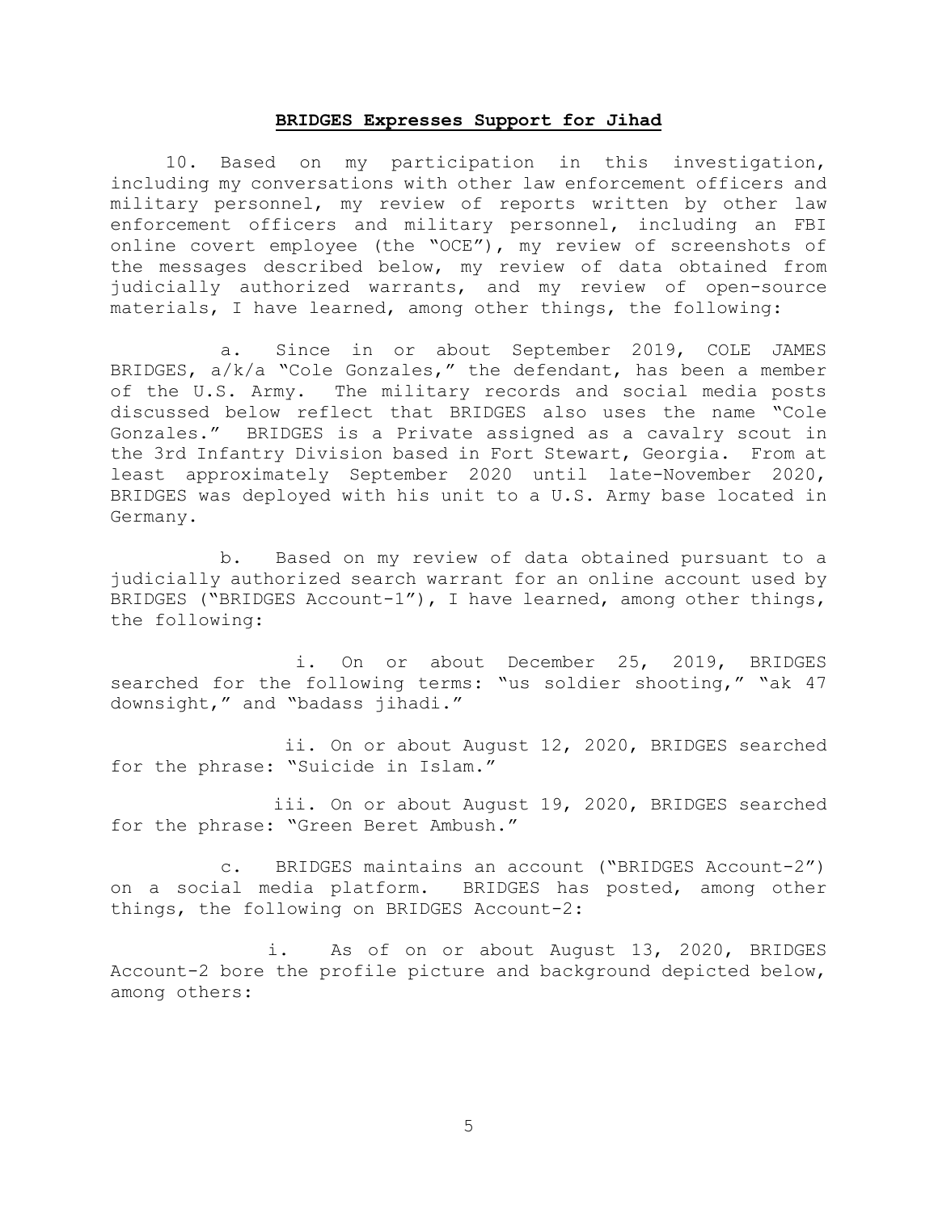**BRIDGES Expresses Support for Jihad**

10. Based on my participation in this investigation, including my conversations with other law enforcement officers and military personnel, my review of reports written by other law enforcement officers and military personnel, including an FBI online covert employee (the "OCE"), my review of screenshots of the messages described below, my review of data obtained from judicially authorized warrants, and my review of open-source materials, I have learned, among other things, the following:

a. Since in or about September 2019, COLE JAMES BRIDGES, a/k/a "Cole Gonzales," the defendant, has been a member of the U.S. Army. The military records and social media posts discussed below reflect that BRIDGES also uses the name "Cole Gonzales." BRIDGES is a Private assigned as a cavalry scout in the 3rd Infantry Division based in Fort Stewart, Georgia. From at least approximately September 2020 until late-November 2020, BRIDGES was deployed with his unit to a U.S. Army base located in Germany.

b. Based on my review of data obtained pursuant to a judicially authorized search warrant for an online account used by BRIDGES ("BRIDGES Account-1"), I have learned, among other things, the following:

i. On or about December 25, 2019, BRIDGES searched for the following terms: "us soldier shooting," "ak 47 downsight," and "badass jihadi."

ii. On or about August 12, 2020, BRIDGES searched for the phrase: "Suicide in Islam."

iii. On or about August 19, 2020, BRIDGES searched for the phrase: "Green Beret Ambush."

c. BRIDGES maintains an account ("BRIDGES Account-2") on a social media platform. BRIDGES has posted, among other things, the following on BRIDGES Account-2:

i. As of on or about August 13, 2020, BRIDGES Account-2 bore the profile picture and background depicted below, among others: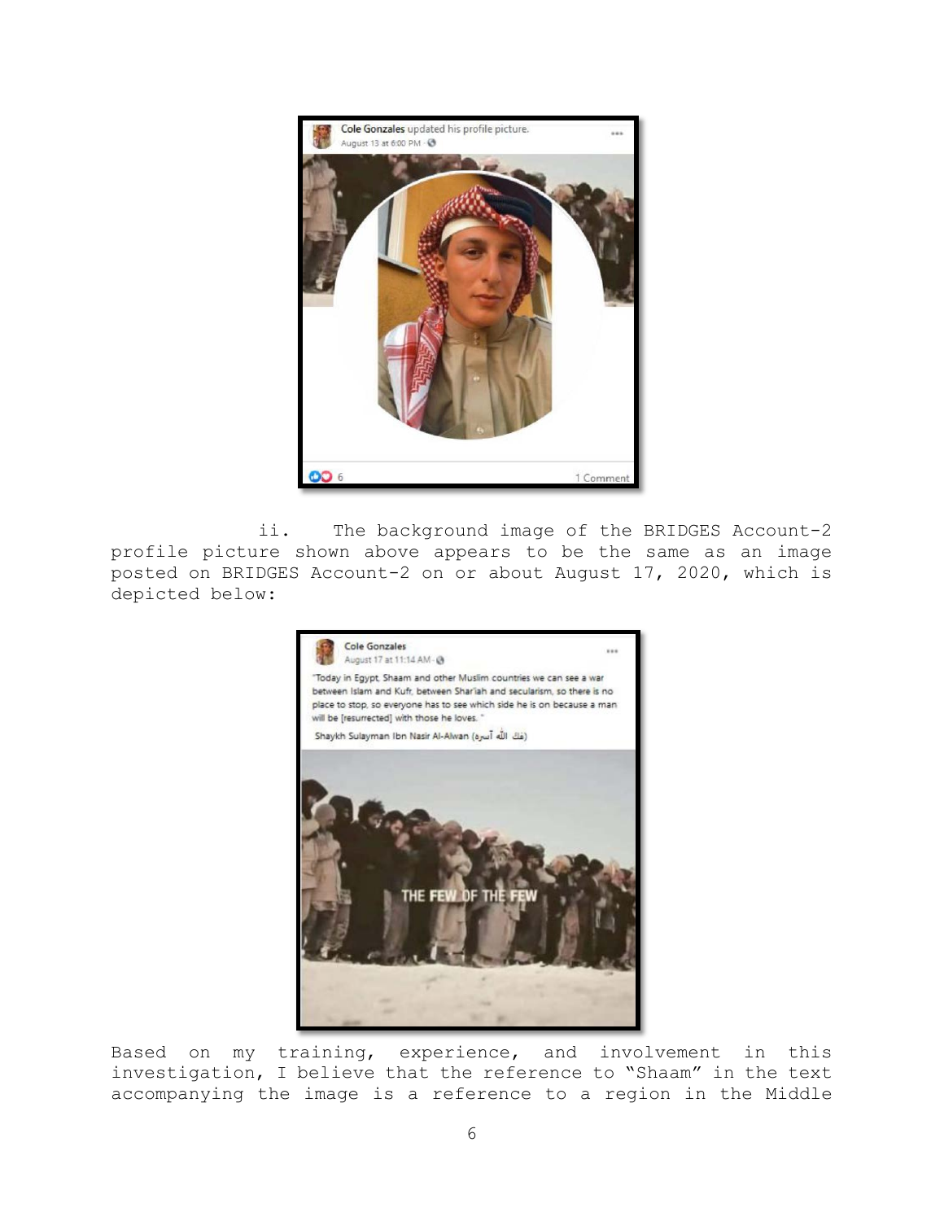Cole Gonzales updated his profile picture.
August 13 at 6:00 PM

6 · 1 Comment

ii. The background image of the BRIDGES Account-2 profile picture shown above appears to be the same as an image posted on BRIDGES Account-2 on or about August 17, 2020, which is depicted below:

Cole Gonzales
August 17 at 11:14 AM

"Today in Egypt, Shaam and other Muslim countries we can see a war between Islam and Kufr, between Shar'iah and secularism, so there is no place to stop, so everyone has to see which side he is on because a man will be [resurrected] with those he loves."

Shaykh Sulayman Ibn Nasir Al-Alwan (فك الله أسره)

THE FEW OF THE FEW

Based on my training, experience, and involvement in this investigation, I believe that the reference to "Shaam" in the text accompanying the image is a reference to a region in the Middle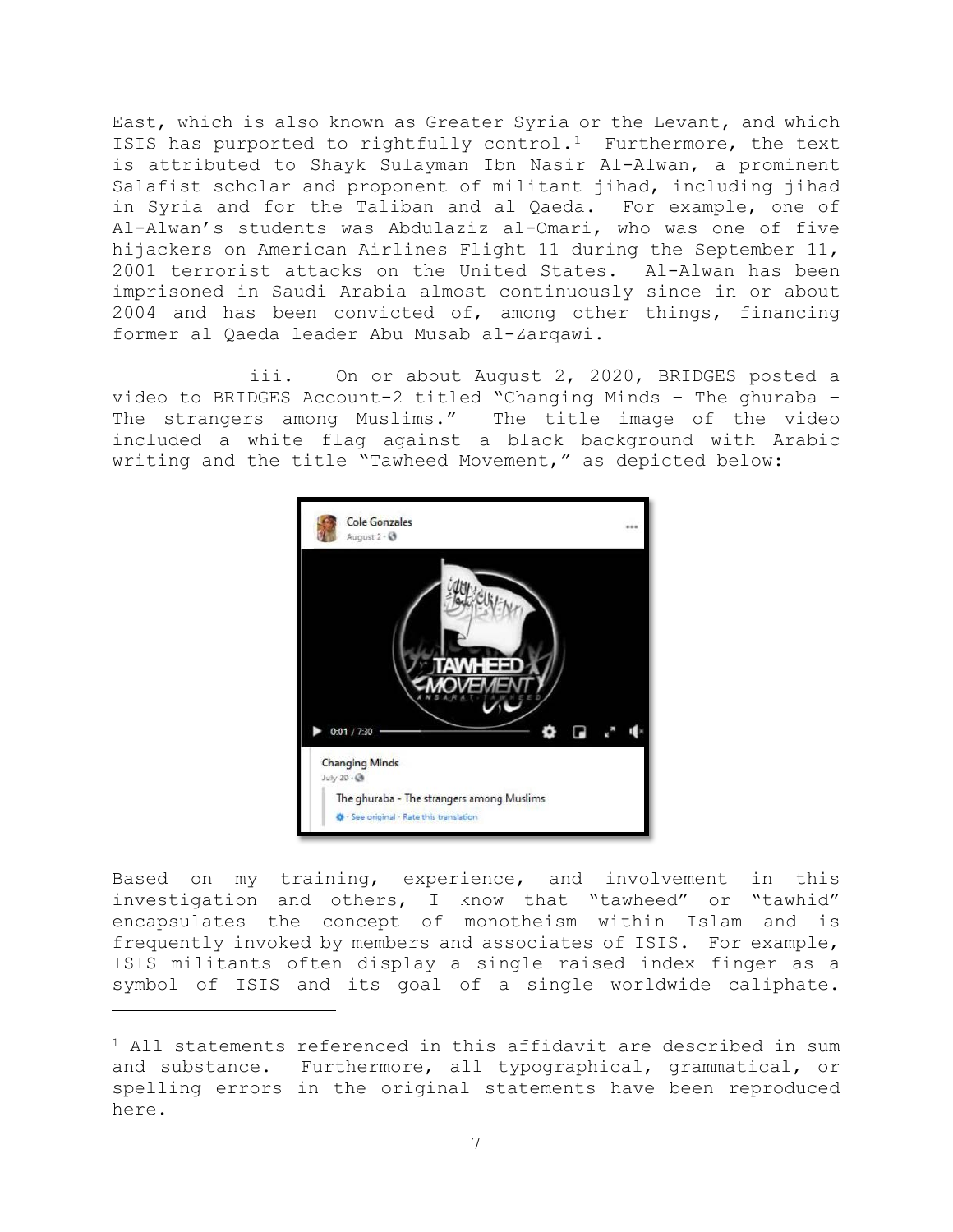East, which is also known as Greater Syria or the Levant, and which ISIS has purported to rightfully control.[1] Furthermore, the text is attributed to Shayk Sulayman Ibn Nasir Al-Alwan, a prominent Salafist scholar and proponent of militant jihad, including jihad in Syria and for the Taliban and al Qaeda. For example, one of Al-Alwan's students was Abdulaziz al-Omari, who was one of five hijackers on American Airlines Flight 11 during the September 11, 2001 terrorist attacks on the United States. Al-Alwan has been imprisoned in Saudi Arabia almost continuously since in or about 2004 and has been convicted of, among other things, financing former al Qaeda leader Abu Musab al-Zarqawi.

iii. On or about August 2, 2020, BRIDGES posted a video to BRIDGES Account-2 titled "Changing Minds – The ghuraba – The strangers among Muslims." The title image of the video included a white flag against a black background with Arabic writing and the title "Tawheed Movement," as depicted below:

Based on my training, experience, and involvement in this investigation and others, I know that "tawheed" or "tawhid" encapsulates the concept of monotheism within Islam and is frequently invoked by members and associates of ISIS. For example, ISIS militants often display a single raised index finger as a symbol of ISIS and its goal of a single worldwide caliphate.

---

[1] All statements referenced in this affidavit are described in sum and substance. Furthermore, all typographical, grammatical, or spelling errors in the original statements have been reproduced here.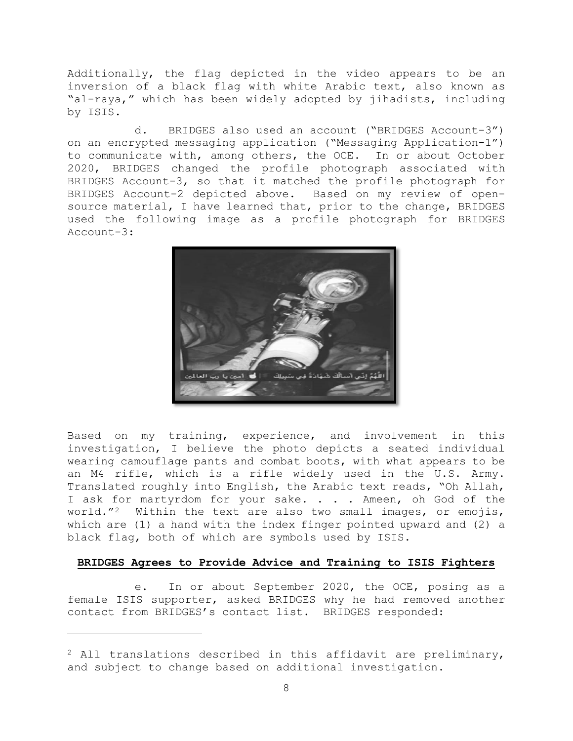Additionally, the flag depicted in the video appears to be an inversion of a black flag with white Arabic text, also known as "al-raya," which has been widely adopted by jihadists, including by ISIS.

d. BRIDGES also used an account ("BRIDGES Account-3") on an encrypted messaging application ("Messaging Application-1") to communicate with, among others, the OCE. In or about October 2020, BRIDGES changed the profile photograph associated with BRIDGES Account-3, so that it matched the profile photograph for BRIDGES Account-2 depicted above. Based on my review of open-source material, I have learned that, prior to the change, BRIDGES used the following image as a profile photograph for BRIDGES Account-3:

Based on my training, experience, and involvement in this investigation, I believe the photo depicts a seated individual wearing camouflage pants and combat boots, with what appears to be an M4 rifle, which is a rifle widely used in the U.S. Army. Translated roughly into English, the Arabic text reads, "Oh Allah, I ask for martyrdom for your sake. . . . Ameen, oh God of the world."[2] Within the text are also two small images, or emojis, which are (1) a hand with the index finger pointed upward and (2) a black flag, both of which are symbols used by ISIS.

**BRIDGES Agrees to Provide Advice and Training to ISIS Fighters**

e. In or about September 2020, the OCE, posing as a female ISIS supporter, asked BRIDGES why he had removed another contact from BRIDGES's contact list. BRIDGES responded:

---

[2] All translations described in this affidavit are preliminary, and subject to change based on additional investigation.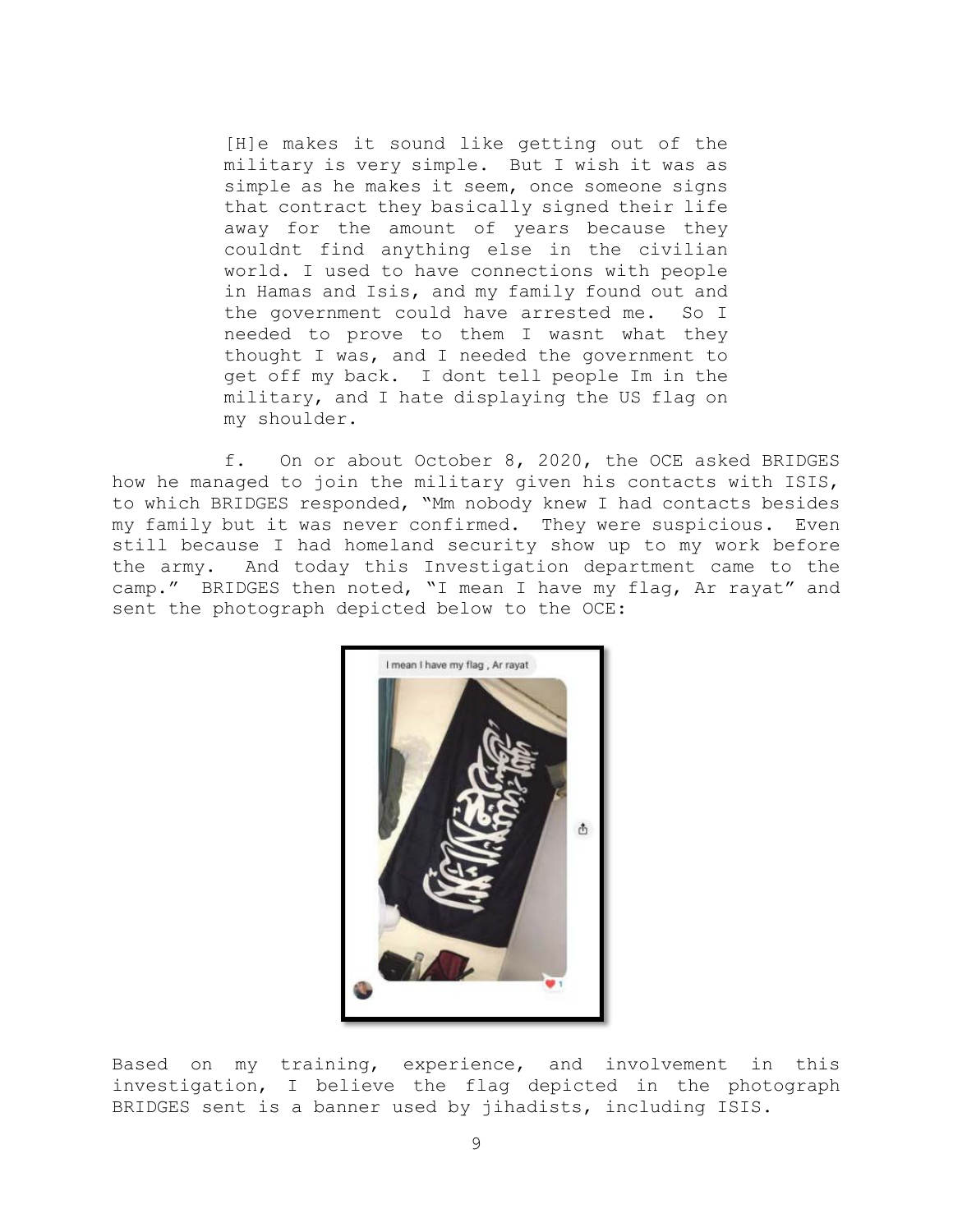> [H]e makes it sound like getting out of the military is very simple. But I wish it was as simple as he makes it seem, once someone signs that contract they basically signed their life away for the amount of years because they couldnt find anything else in the civilian world. I used to have connections with people in Hamas and Isis, and my family found out and the government could have arrested me. So I needed to prove to them I wasnt what they thought I was, and I needed the government to get off my back. I dont tell people Im in the military, and I hate displaying the US flag on my shoulder.

f. On or about October 8, 2020, the OCE asked BRIDGES how he managed to join the military given his contacts with ISIS, to which BRIDGES responded, "Mm nobody knew I had contacts besides my family but it was never confirmed. They were suspicious. Even still because I had homeland security show up to my work before the army. And today this Investigation department came to the camp." BRIDGES then noted, "I mean I have my flag, Ar rayat" and sent the photograph depicted below to the OCE:

Based on my training, experience, and involvement in this investigation, I believe the flag depicted in the photograph BRIDGES sent is a banner used by jihadists, including ISIS.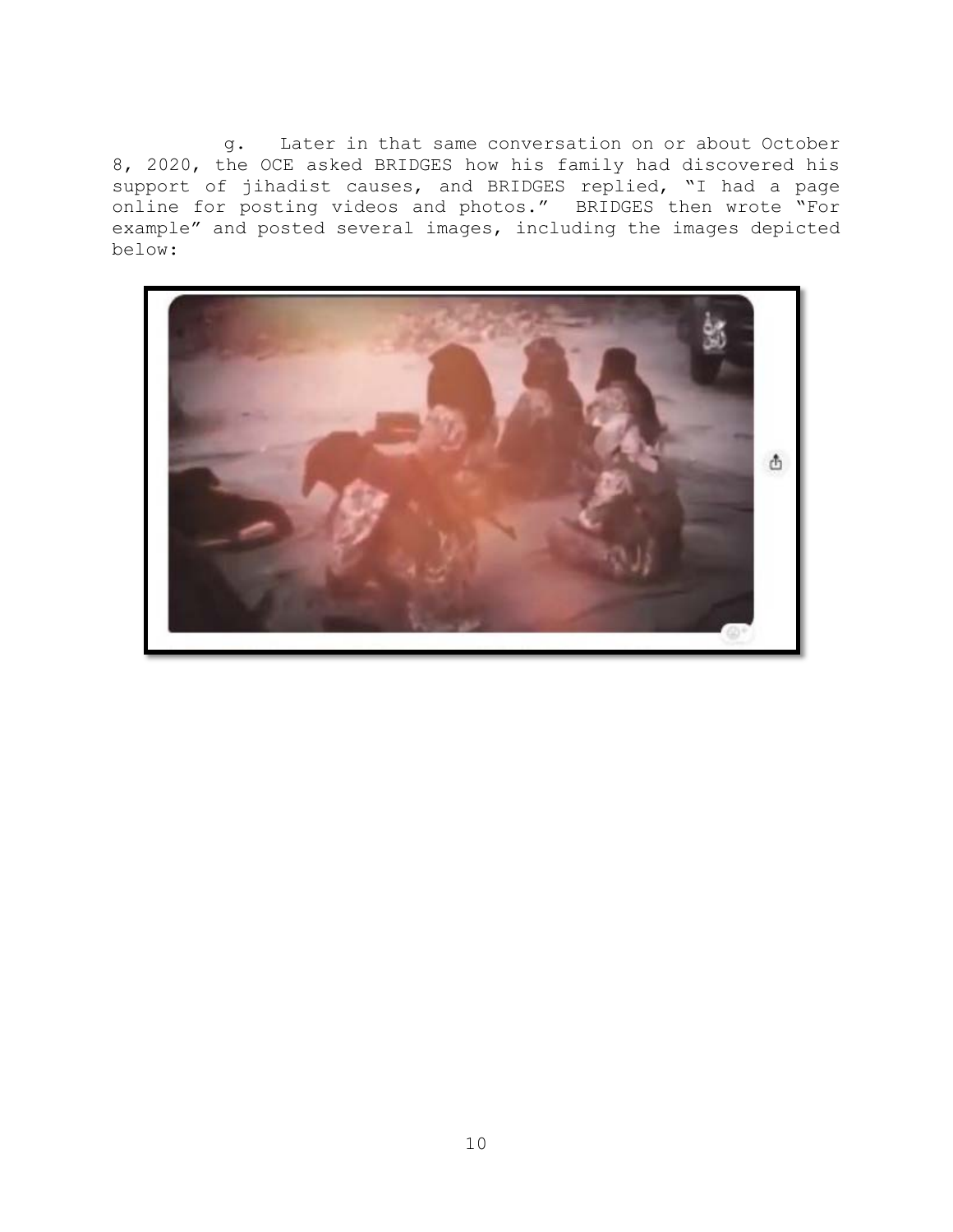g. Later in that same conversation on or about October 8, 2020, the OCE asked BRIDGES how his family had discovered his support of jihadist causes, and BRIDGES replied, "I had a page online for posting videos and photos." BRIDGES then wrote "For example" and posted several images, including the images depicted below: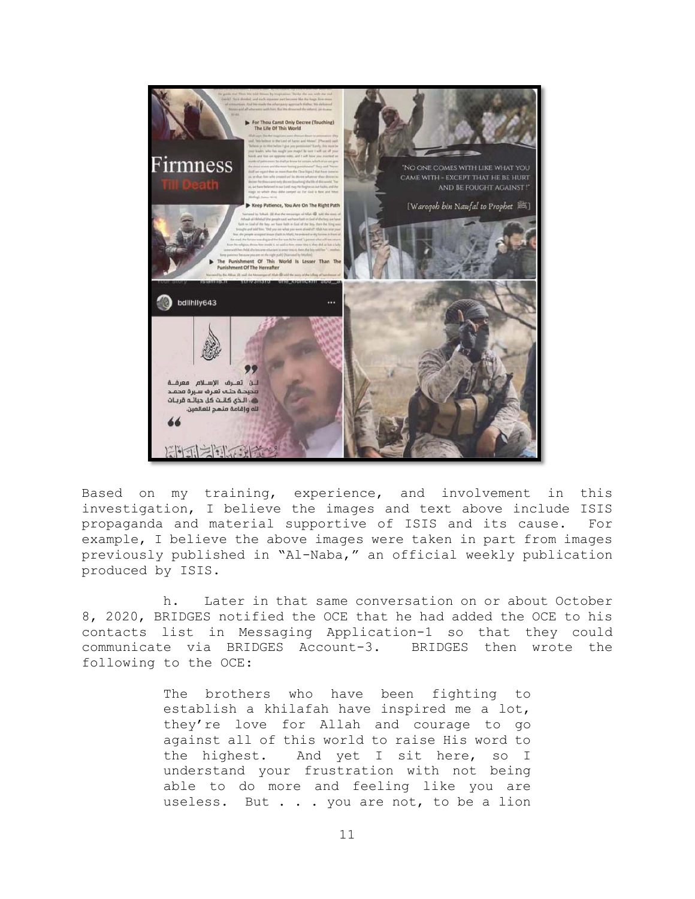Based on my training, experience, and involvement in this investigation, I believe the images and text above include ISIS propaganda and material supportive of ISIS and its cause. For example, I believe the above images were taken in part from images previously published in "Al-Naba," an official weekly publication produced by ISIS.

h. Later in that same conversation on or about October 8, 2020, BRIDGES notified the OCE that he had added the OCE to his contacts list in Messaging Application-1 so that they could communicate via BRIDGES Account-3. BRIDGES then wrote the following to the OCE:

> The brothers who have been fighting to establish a khilafah have inspired me a lot, they're love for Allah and courage to go against all of this world to raise His word to the highest. And yet I sit here, so I understand your frustration with not being able to do more and feeling like you are useless. But . . . you are not, to be a lion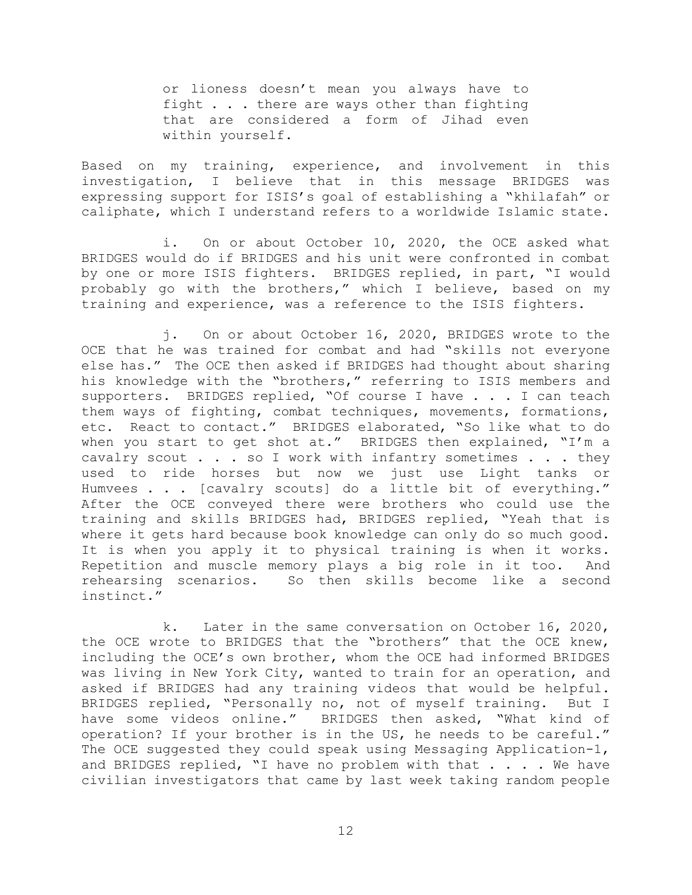> or lioness doesn't mean you always have to fight . . . there are ways other than fighting that are considered a form of Jihad even within yourself.

Based on my training, experience, and involvement in this investigation, I believe that in this message BRIDGES was expressing support for ISIS's goal of establishing a "khilafah" or caliphate, which I understand refers to a worldwide Islamic state.

i. On or about October 10, 2020, the OCE asked what BRIDGES would do if BRIDGES and his unit were confronted in combat by one or more ISIS fighters. BRIDGES replied, in part, "I would probably go with the brothers," which I believe, based on my training and experience, was a reference to the ISIS fighters.

j. On or about October 16, 2020, BRIDGES wrote to the OCE that he was trained for combat and had "skills not everyone else has." The OCE then asked if BRIDGES had thought about sharing his knowledge with the "brothers," referring to ISIS members and supporters. BRIDGES replied, "Of course I have . . . I can teach them ways of fighting, combat techniques, movements, formations, etc. React to contact." BRIDGES elaborated, "So like what to do when you start to get shot at." BRIDGES then explained, "I'm a cavalry scout . . . so I work with infantry sometimes . . . they used to ride horses but now we just use Light tanks or Humvees . . . [cavalry scouts] do a little bit of everything." After the OCE conveyed there were brothers who could use the training and skills BRIDGES had, BRIDGES replied, "Yeah that is where it gets hard because book knowledge can only do so much good. It is when you apply it to physical training is when it works. Repetition and muscle memory plays a big role in it too. And rehearsing scenarios. So then skills become like a second instinct."

k. Later in the same conversation on October 16, 2020, the OCE wrote to BRIDGES that the "brothers" that the OCE knew, including the OCE's own brother, whom the OCE had informed BRIDGES was living in New York City, wanted to train for an operation, and asked if BRIDGES had any training videos that would be helpful. BRIDGES replied, "Personally no, not of myself training. But I have some videos online." BRIDGES then asked, "What kind of operation? If your brother is in the US, he needs to be careful." The OCE suggested they could speak using Messaging Application-1, and BRIDGES replied, "I have no problem with that . . . . We have civilian investigators that came by last week taking random people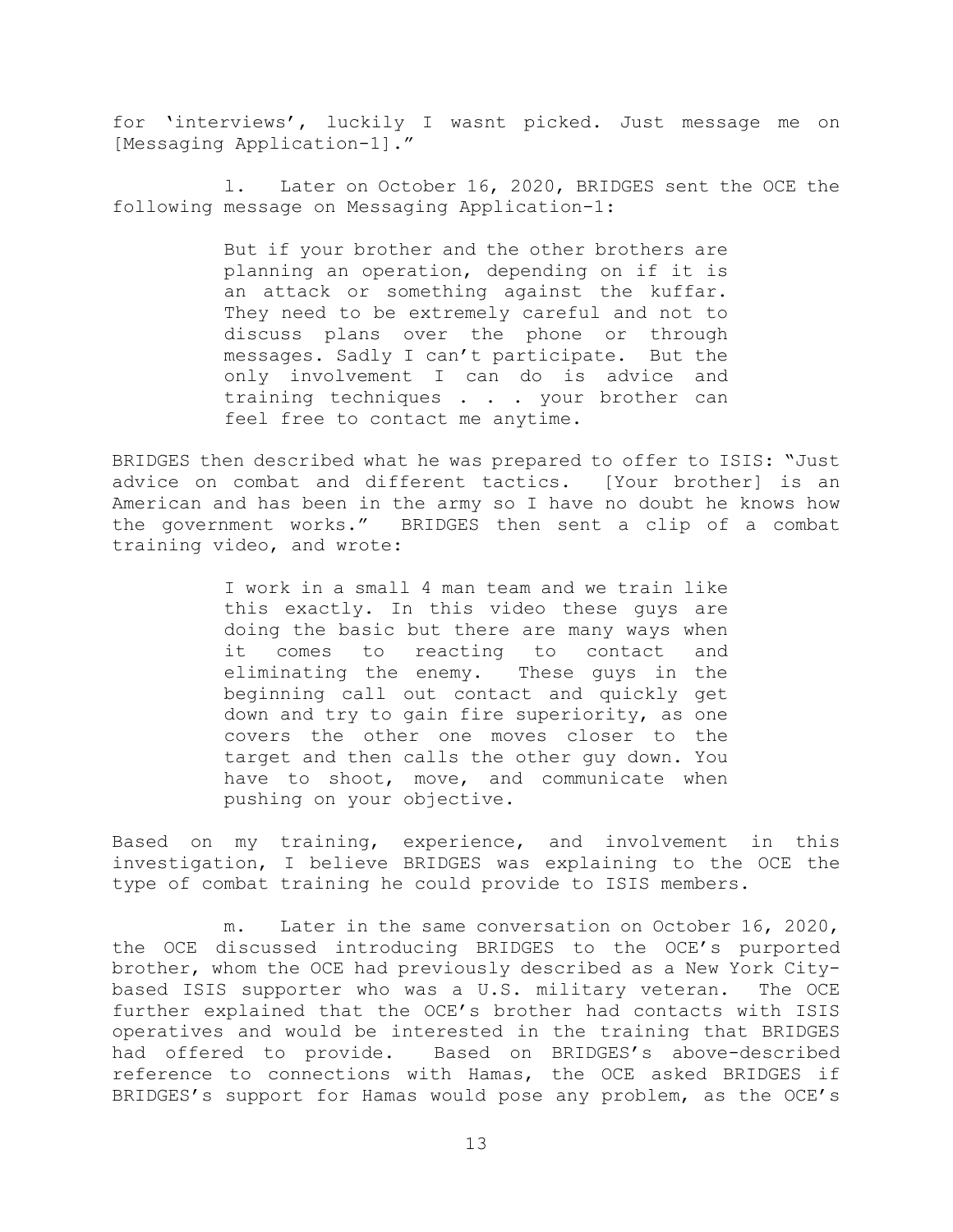for 'interviews', luckily I wasnt picked. Just message me on [Messaging Application-1]."

l. Later on October 16, 2020, BRIDGES sent the OCE the following message on Messaging Application-1:

> But if your brother and the other brothers are planning an operation, depending on if it is an attack or something against the kuffar. They need to be extremely careful and not to discuss plans over the phone or through messages. Sadly I can't participate. But the only involvement I can do is advice and training techniques . . . your brother can feel free to contact me anytime.

BRIDGES then described what he was prepared to offer to ISIS: "Just advice on combat and different tactics. [Your brother] is an American and has been in the army so I have no doubt he knows how the government works." BRIDGES then sent a clip of a combat training video, and wrote:

> I work in a small 4 man team and we train like this exactly. In this video these guys are doing the basic but there are many ways when it comes to reacting to contact and eliminating the enemy. These guys in the beginning call out contact and quickly get down and try to gain fire superiority, as one covers the other one moves closer to the target and then calls the other guy down. You have to shoot, move, and communicate when pushing on your objective.

Based on my training, experience, and involvement in this investigation, I believe BRIDGES was explaining to the OCE the type of combat training he could provide to ISIS members.

m. Later in the same conversation on October 16, 2020, the OCE discussed introducing BRIDGES to the OCE's purported brother, whom the OCE had previously described as a New York City-based ISIS supporter who was a U.S. military veteran. The OCE further explained that the OCE's brother had contacts with ISIS operatives and would be interested in the training that BRIDGES had offered to provide. Based on BRIDGES's above-described reference to connections with Hamas, the OCE asked BRIDGES if BRIDGES's support for Hamas would pose any problem, as the OCE's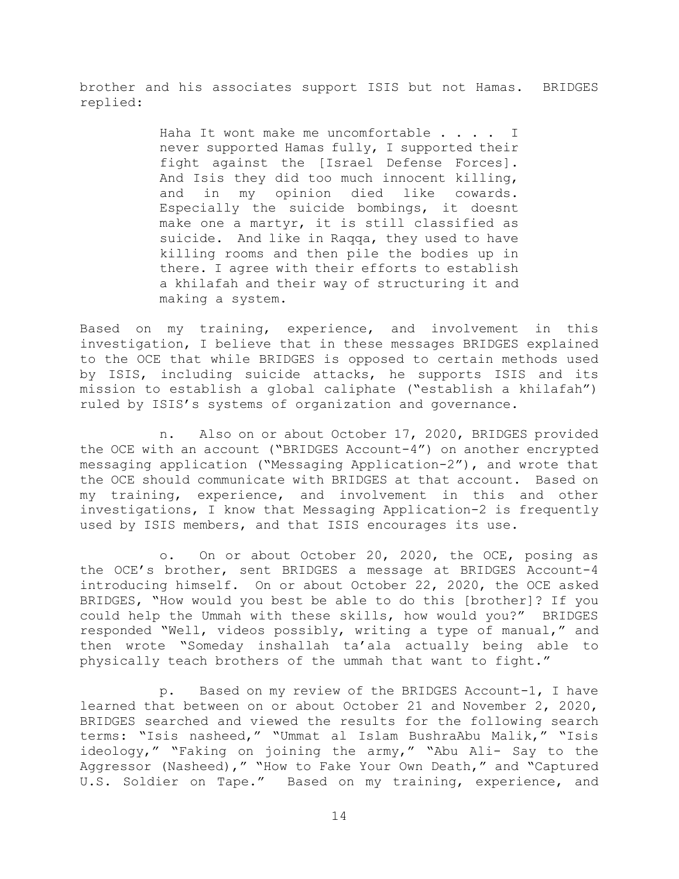brother and his associates support ISIS but not Hamas. BRIDGES replied:

> Haha It wont make me uncomfortable . . . . I never supported Hamas fully, I supported their fight against the [Israel Defense Forces]. And Isis they did too much innocent killing, and in my opinion died like cowards. Especially the suicide bombings, it doesnt make one a martyr, it is still classified as suicide. And like in Raqqa, they used to have killing rooms and then pile the bodies up in there. I agree with their efforts to establish a khilafah and their way of structuring it and making a system.

Based on my training, experience, and involvement in this investigation, I believe that in these messages BRIDGES explained to the OCE that while BRIDGES is opposed to certain methods used by ISIS, including suicide attacks, he supports ISIS and its mission to establish a global caliphate ("establish a khilafah") ruled by ISIS's systems of organization and governance.

n. Also on or about October 17, 2020, BRIDGES provided the OCE with an account ("BRIDGES Account-4") on another encrypted messaging application ("Messaging Application-2"), and wrote that the OCE should communicate with BRIDGES at that account. Based on my training, experience, and involvement in this and other investigations, I know that Messaging Application-2 is frequently used by ISIS members, and that ISIS encourages its use.

o. On or about October 20, 2020, the OCE, posing as the OCE's brother, sent BRIDGES a message at BRIDGES Account-4 introducing himself. On or about October 22, 2020, the OCE asked BRIDGES, "How would you best be able to do this [brother]? If you could help the Ummah with these skills, how would you?" BRIDGES responded "Well, videos possibly, writing a type of manual," and then wrote "Someday inshallah ta'ala actually being able to physically teach brothers of the ummah that want to fight."

p. Based on my review of the BRIDGES Account-1, I have learned that between on or about October 21 and November 2, 2020, BRIDGES searched and viewed the results for the following search terms: "Isis nasheed," "Ummat al Islam BushraAbu Malik," "Isis ideology," "Faking on joining the army," "Abu Ali- Say to the Aggressor (Nasheed)," "How to Fake Your Own Death," and "Captured U.S. Soldier on Tape." Based on my training, experience, and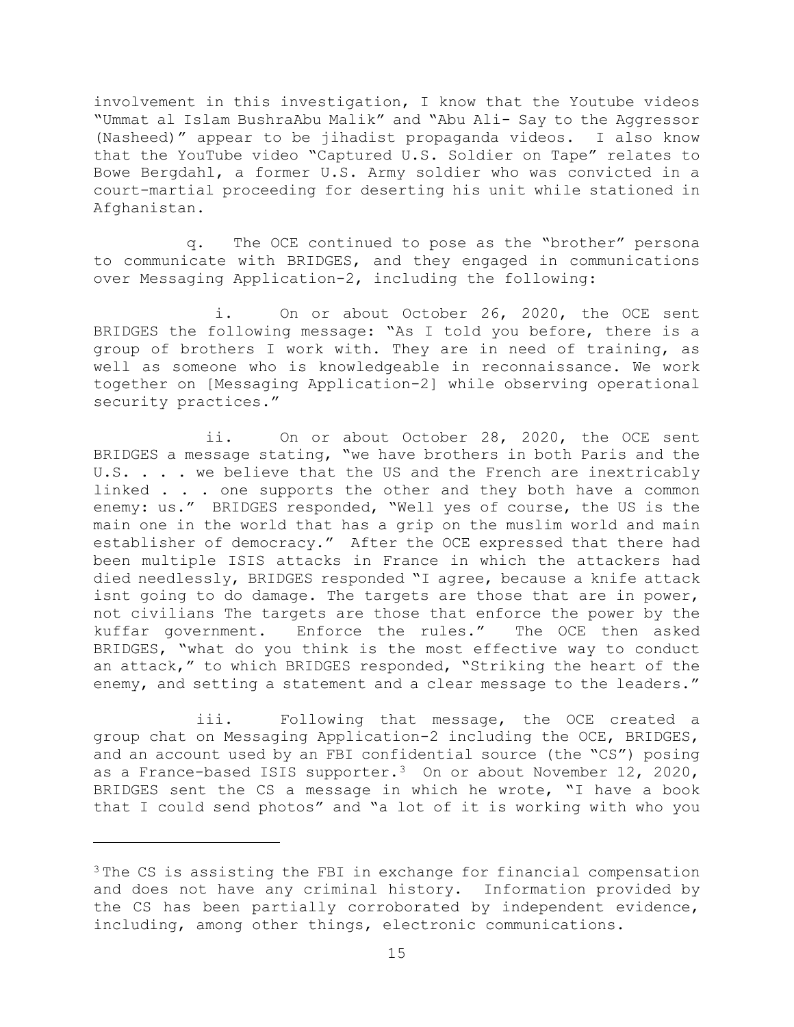involvement in this investigation, I know that the Youtube videos "Ummat al Islam BushraAbu Malik" and "Abu Ali- Say to the Aggressor (Nasheed)" appear to be jihadist propaganda videos. I also know that the YouTube video "Captured U.S. Soldier on Tape" relates to Bowe Bergdahl, a former U.S. Army soldier who was convicted in a court-martial proceeding for deserting his unit while stationed in Afghanistan.

q. The OCE continued to pose as the "brother" persona to communicate with BRIDGES, and they engaged in communications over Messaging Application-2, including the following:

i. On or about October 26, 2020, the OCE sent BRIDGES the following message: "As I told you before, there is a group of brothers I work with. They are in need of training, as well as someone who is knowledgeable in reconnaissance. We work together on [Messaging Application-2] while observing operational security practices."

ii. On or about October 28, 2020, the OCE sent BRIDGES a message stating, "we have brothers in both Paris and the U.S. . . . we believe that the US and the French are inextricably linked . . . one supports the other and they both have a common enemy: us." BRIDGES responded, "Well yes of course, the US is the main one in the world that has a grip on the muslim world and main establisher of democracy." After the OCE expressed that there had been multiple ISIS attacks in France in which the attackers had died needlessly, BRIDGES responded "I agree, because a knife attack isnt going to do damage. The targets are those that are in power, not civilians The targets are those that enforce the power by the kuffar government. Enforce the rules." The OCE then asked BRIDGES, "what do you think is the most effective way to conduct an attack," to which BRIDGES responded, "Striking the heart of the enemy, and setting a statement and a clear message to the leaders."

iii. Following that message, the OCE created a group chat on Messaging Application-2 including the OCE, BRIDGES, and an account used by an FBI confidential source (the "CS") posing as a France-based ISIS supporter.[3] On or about November 12, 2020, BRIDGES sent the CS a message in which he wrote, "I have a book that I could send photos" and "a lot of it is working with who you

---

[3] The CS is assisting the FBI in exchange for financial compensation and does not have any criminal history. Information provided by the CS has been partially corroborated by independent evidence, including, among other things, electronic communications.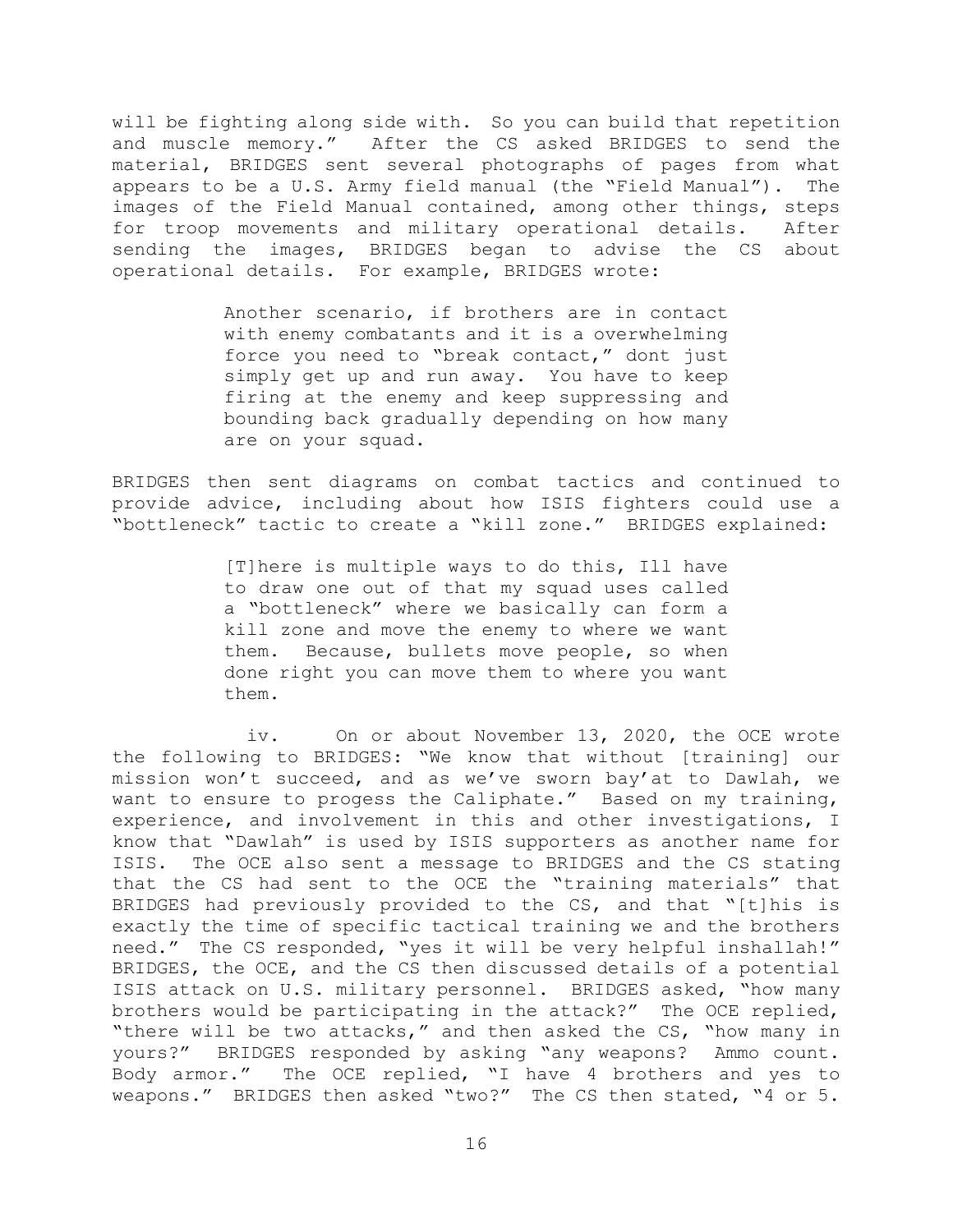will be fighting along side with. So you can build that repetition and muscle memory." After the CS asked BRIDGES to send the material, BRIDGES sent several photographs of pages from what appears to be a U.S. Army field manual (the "Field Manual"). The images of the Field Manual contained, among other things, steps for troop movements and military operational details. After sending the images, BRIDGES began to advise the CS about operational details. For example, BRIDGES wrote:

> Another scenario, if brothers are in contact with enemy combatants and it is a overwhelming force you need to "break contact," dont just simply get up and run away. You have to keep firing at the enemy and keep suppressing and bounding back gradually depending on how many are on your squad.

BRIDGES then sent diagrams on combat tactics and continued to provide advice, including about how ISIS fighters could use a "bottleneck" tactic to create a "kill zone." BRIDGES explained:

> [T]here is multiple ways to do this, Ill have to draw one out of that my squad uses called a "bottleneck" where we basically can form a kill zone and move the enemy to where we want them. Because, bullets move people, so when done right you can move them to where you want them.

iv. On or about November 13, 2020, the OCE wrote the following to BRIDGES: "We know that without [training] our mission won't succeed, and as we've sworn bay'at to Dawlah, we want to ensure to progess the Caliphate." Based on my training, experience, and involvement in this and other investigations, I know that "Dawlah" is used by ISIS supporters as another name for ISIS. The OCE also sent a message to BRIDGES and the CS stating that the CS had sent to the OCE the "training materials" that BRIDGES had previously provided to the CS, and that "[t]his is exactly the time of specific tactical training we and the brothers need." The CS responded, "yes it will be very helpful inshallah!" BRIDGES, the OCE, and the CS then discussed details of a potential ISIS attack on U.S. military personnel. BRIDGES asked, "how many brothers would be participating in the attack?" The OCE replied, "there will be two attacks," and then asked the CS, "how many in yours?" BRIDGES responded by asking "any weapons? Ammo count. Body armor." The OCE replied, "I have 4 brothers and yes to weapons." BRIDGES then asked "two?" The CS then stated, "4 or 5.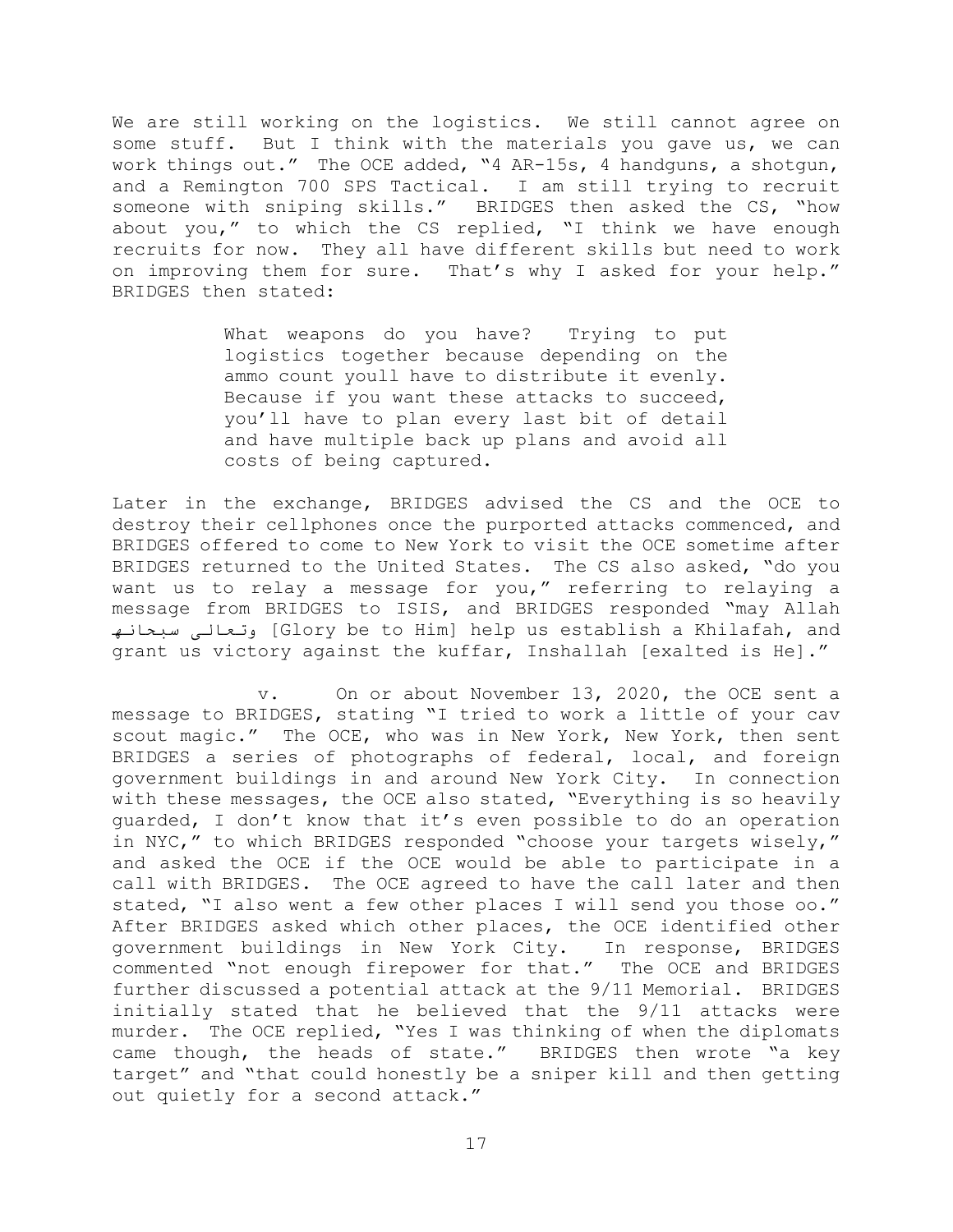We are still working on the logistics. We still cannot agree on some stuff. But I think with the materials you gave us, we can work things out." The OCE added, "4 AR-15s, 4 handguns, a shotgun, and a Remington 700 SPS Tactical. I am still trying to recruit someone with sniping skills." BRIDGES then asked the CS, "how about you," to which the CS replied, "I think we have enough recruits for now. They all have different skills but need to work on improving them for sure. That's why I asked for your help." BRIDGES then stated:

> What weapons do you have? Trying to put logistics together because depending on the ammo count youll have to distribute it evenly. Because if you want these attacks to succeed, you'll have to plan every last bit of detail and have multiple back up plans and avoid all costs of being captured.

Later in the exchange, BRIDGES advised the CS and the OCE to destroy their cellphones once the purported attacks commenced, and BRIDGES offered to come to New York to visit the OCE sometime after BRIDGES returned to the United States. The CS also asked, "do you want us to relay a message for you," referring to relaying a message from BRIDGES to ISIS, and BRIDGES responded "may Allah سبحانه وتعالى [Glory be to Him] help us establish a Khilafah, and grant us victory against the kuffar, Inshallah [exalted is He]."

v. On or about November 13, 2020, the OCE sent a message to BRIDGES, stating "I tried to work a little of your cav scout magic." The OCE, who was in New York, New York, then sent BRIDGES a series of photographs of federal, local, and foreign government buildings in and around New York City. In connection with these messages, the OCE also stated, "Everything is so heavily guarded, I don't know that it's even possible to do an operation in NYC," to which BRIDGES responded "choose your targets wisely," and asked the OCE if the OCE would be able to participate in a call with BRIDGES. The OCE agreed to have the call later and then stated, "I also went a few other places I will send you those oo." After BRIDGES asked which other places, the OCE identified other government buildings in New York City. In response, BRIDGES commented "not enough firepower for that." The OCE and BRIDGES further discussed a potential attack at the 9/11 Memorial. BRIDGES initially stated that he believed that the 9/11 attacks were murder. The OCE replied, "Yes I was thinking of when the diplomats came though, the heads of state." BRIDGES then wrote "a key target" and "that could honestly be a sniper kill and then getting out quietly for a second attack."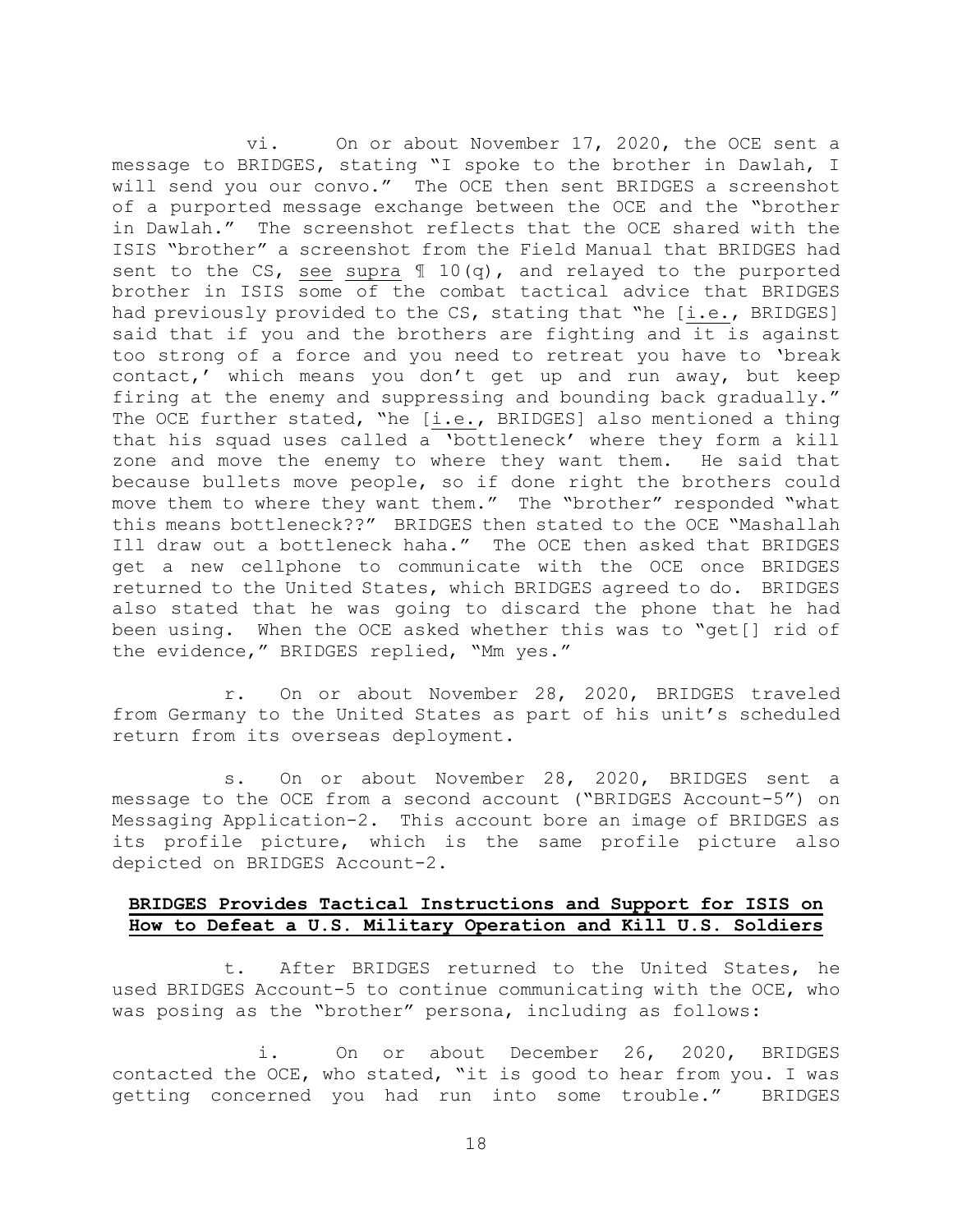vi. On or about November 17, 2020, the OCE sent a message to BRIDGES, stating "I spoke to the brother in Dawlah, I will send you our convo." The OCE then sent BRIDGES a screenshot of a purported message exchange between the OCE and the "brother in Dawlah." The screenshot reflects that the OCE shared with the ISIS "brother" a screenshot from the Field Manual that BRIDGES had sent to the CS, see supra ¶ 10(q), and relayed to the purported brother in ISIS some of the combat tactical advice that BRIDGES had previously provided to the CS, stating that "he [i.e., BRIDGES] said that if you and the brothers are fighting and it is against too strong of a force and you need to retreat you have to 'break contact,' which means you don't get up and run away, but keep firing at the enemy and suppressing and bounding back gradually." The OCE further stated, "he [i.e., BRIDGES] also mentioned a thing that his squad uses called a 'bottleneck' where they form a kill zone and move the enemy to where they want them. He said that because bullets move people, so if done right the brothers could move them to where they want them." The "brother" responded "what this means bottleneck??" BRIDGES then stated to the OCE "Mashallah Ill draw out a bottleneck haha." The OCE then asked that BRIDGES get a new cellphone to communicate with the OCE once BRIDGES returned to the United States, which BRIDGES agreed to do. BRIDGES also stated that he was going to discard the phone that he had been using. When the OCE asked whether this was to "get[] rid of the evidence," BRIDGES replied, "Mm yes."

r. On or about November 28, 2020, BRIDGES traveled from Germany to the United States as part of his unit's scheduled return from its overseas deployment.

s. On or about November 28, 2020, BRIDGES sent a message to the OCE from a second account ("BRIDGES Account-5") on Messaging Application-2. This account bore an image of BRIDGES as its profile picture, which is the same profile picture also depicted on BRIDGES Account-2.

**BRIDGES Provides Tactical Instructions and Support for ISIS on How to Defeat a U.S. Military Operation and Kill U.S. Soldiers**

t. After BRIDGES returned to the United States, he used BRIDGES Account-5 to continue communicating with the OCE, who was posing as the "brother" persona, including as follows:

i. On or about December 26, 2020, BRIDGES contacted the OCE, who stated, "it is good to hear from you. I was getting concerned you had run into some trouble." BRIDGES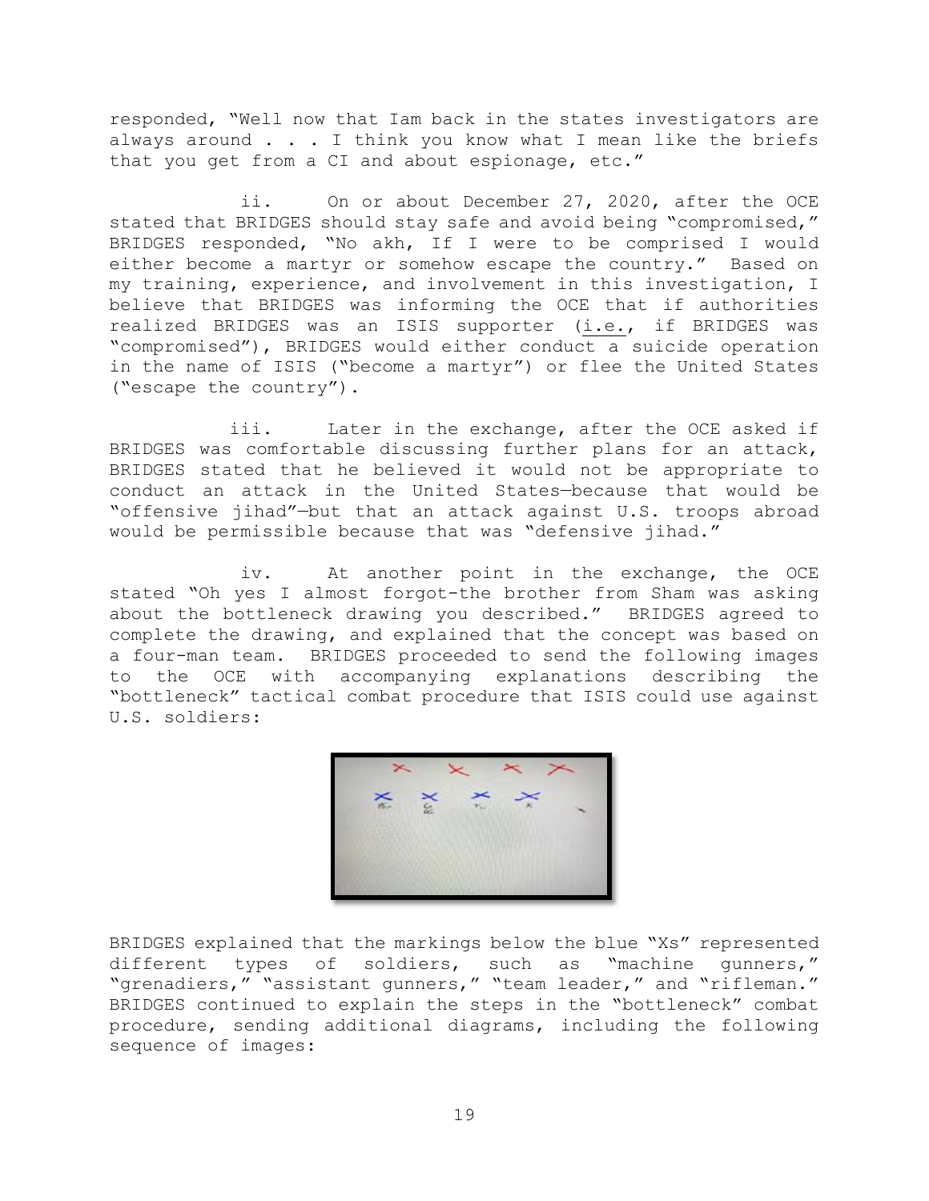responded, "Well now that Iam back in the states investigators are always around . . . I think you know what I mean like the briefs that you get from a CI and about espionage, etc."

ii. On or about December 27, 2020, after the OCE stated that BRIDGES should stay safe and avoid being "compromised," BRIDGES responded, "No akh, If I were to be comprised I would either become a martyr or somehow escape the country." Based on my training, experience, and involvement in this investigation, I believe that BRIDGES was informing the OCE that if authorities realized BRIDGES was an ISIS supporter (i.e., if BRIDGES was "compromised"), BRIDGES would either conduct a suicide operation in the name of ISIS ("become a martyr") or flee the United States ("escape the country").

iii. Later in the exchange, after the OCE asked if BRIDGES was comfortable discussing further plans for an attack, BRIDGES stated that he believed it would not be appropriate to conduct an attack in the United States—because that would be "offensive jihad"—but that an attack against U.S. troops abroad would be permissible because that was "defensive jihad."

iv. At another point in the exchange, the OCE stated "Oh yes I almost forgot-the brother from Sham was asking about the bottleneck drawing you described." BRIDGES agreed to complete the drawing, and explained that the concept was based on a four-man team. BRIDGES proceeded to send the following images to the OCE with accompanying explanations describing the "bottleneck" tactical combat procedure that ISIS could use against U.S. soldiers:

BRIDGES explained that the markings below the blue "Xs" represented different types of soldiers, such as "machine gunners," "grenadiers," "assistant gunners," "team leader," and "rifleman." BRIDGES continued to explain the steps in the "bottleneck" combat procedure, sending additional diagrams, including the following sequence of images: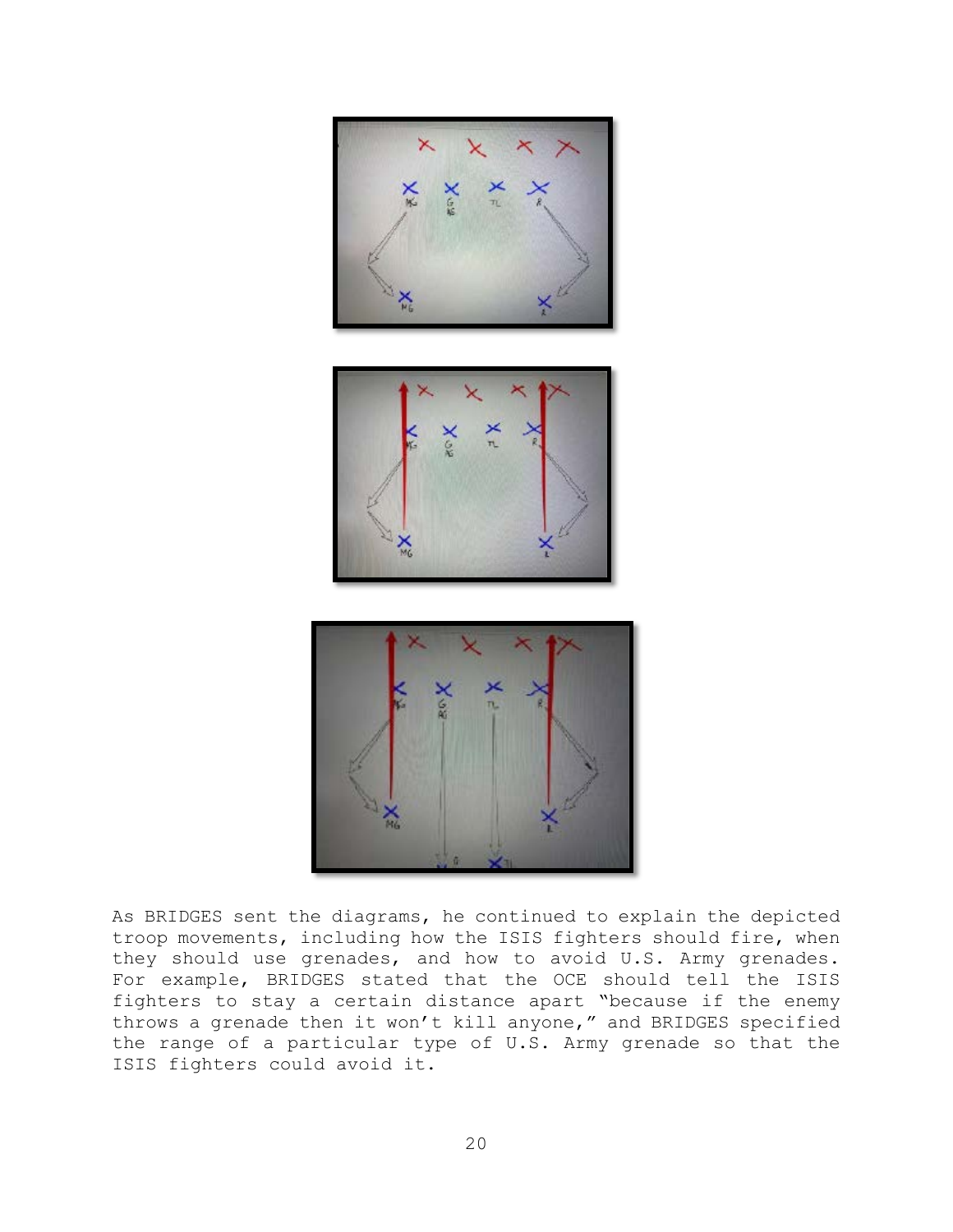As BRIDGES sent the diagrams, he continued to explain the depicted troop movements, including how the ISIS fighters should fire, when they should use grenades, and how to avoid U.S. Army grenades. For example, BRIDGES stated that the OCE should tell the ISIS fighters to stay a certain distance apart "because if the enemy throws a grenade then it won't kill anyone," and BRIDGES specified the range of a particular type of U.S. Army grenade so that the ISIS fighters could avoid it.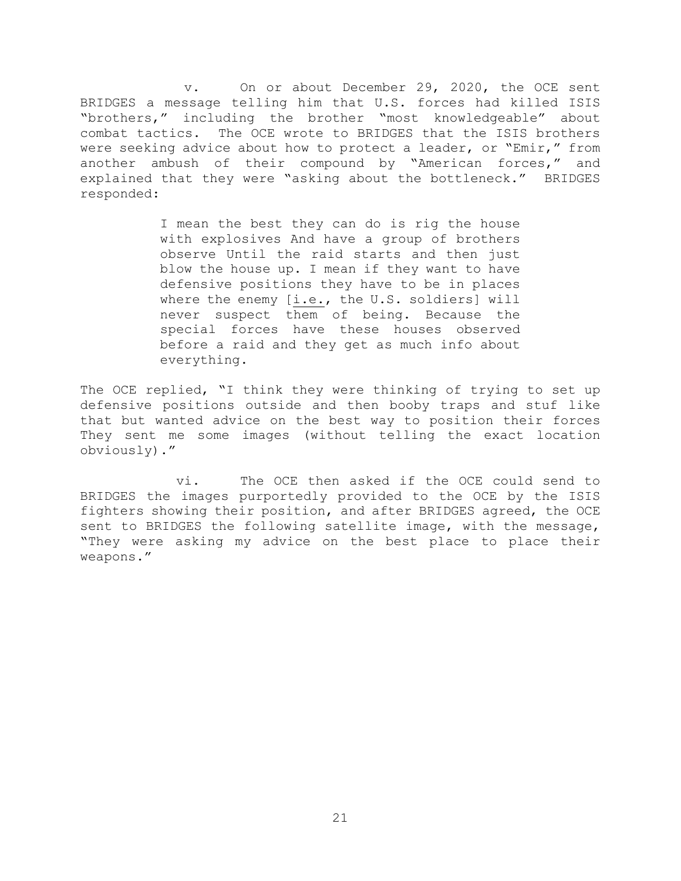v. On or about December 29, 2020, the OCE sent BRIDGES a message telling him that U.S. forces had killed ISIS "brothers," including the brother "most knowledgeable" about combat tactics. The OCE wrote to BRIDGES that the ISIS brothers were seeking advice about how to protect a leader, or "Emir," from another ambush of their compound by "American forces," and explained that they were "asking about the bottleneck." BRIDGES responded:

> I mean the best they can do is rig the house with explosives And have a group of brothers observe Until the raid starts and then just blow the house up. I mean if they want to have defensive positions they have to be in places where the enemy [i.e., the U.S. soldiers] will never suspect them of being. Because the special forces have these houses observed before a raid and they get as much info about everything.

The OCE replied, "I think they were thinking of trying to set up defensive positions outside and then booby traps and stuf like that but wanted advice on the best way to position their forces They sent me some images (without telling the exact location obviously)."

vi. The OCE then asked if the OCE could send to BRIDGES the images purportedly provided to the OCE by the ISIS fighters showing their position, and after BRIDGES agreed, the OCE sent to BRIDGES the following satellite image, with the message, "They were asking my advice on the best place to place their weapons."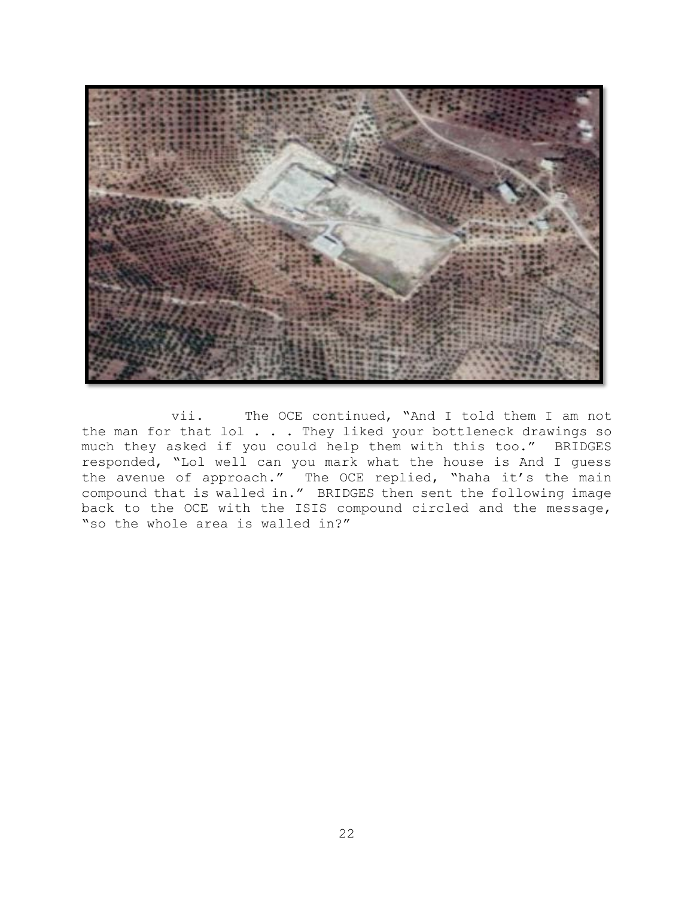vii. The OCE continued, "And I told them I am not the man for that lol . . . They liked your bottleneck drawings so much they asked if you could help them with this too." BRIDGES responded, "Lol well can you mark what the house is And I guess the avenue of approach." The OCE replied, "haha it's the main compound that is walled in." BRIDGES then sent the following image back to the OCE with the ISIS compound circled and the message, "so the whole area is walled in?"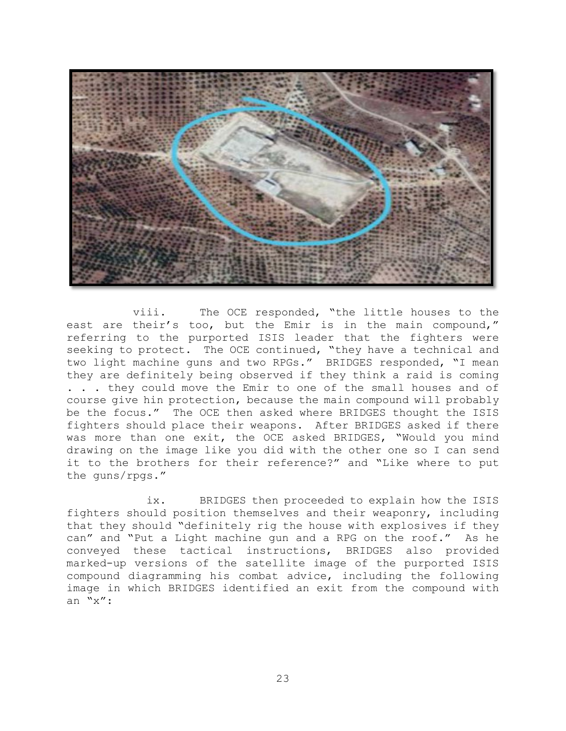viii. The OCE responded, "the little houses to the east are their's too, but the Emir is in the main compound," referring to the purported ISIS leader that the fighters were seeking to protect. The OCE continued, "they have a technical and two light machine guns and two RPGs." BRIDGES responded, "I mean they are definitely being observed if they think a raid is coming . . . they could move the Emir to one of the small houses and of course give hin protection, because the main compound will probably be the focus." The OCE then asked where BRIDGES thought the ISIS fighters should place their weapons. After BRIDGES asked if there was more than one exit, the OCE asked BRIDGES, "Would you mind drawing on the image like you did with the other one so I can send it to the brothers for their reference?" and "Like where to put the guns/rpgs."

ix. BRIDGES then proceeded to explain how the ISIS fighters should position themselves and their weaponry, including that they should "definitely rig the house with explosives if they can" and "Put a Light machine gun and a RPG on the roof." As he conveyed these tactical instructions, BRIDGES also provided marked-up versions of the satellite image of the purported ISIS compound diagramming his combat advice, including the following image in which BRIDGES identified an exit from the compound with an "x":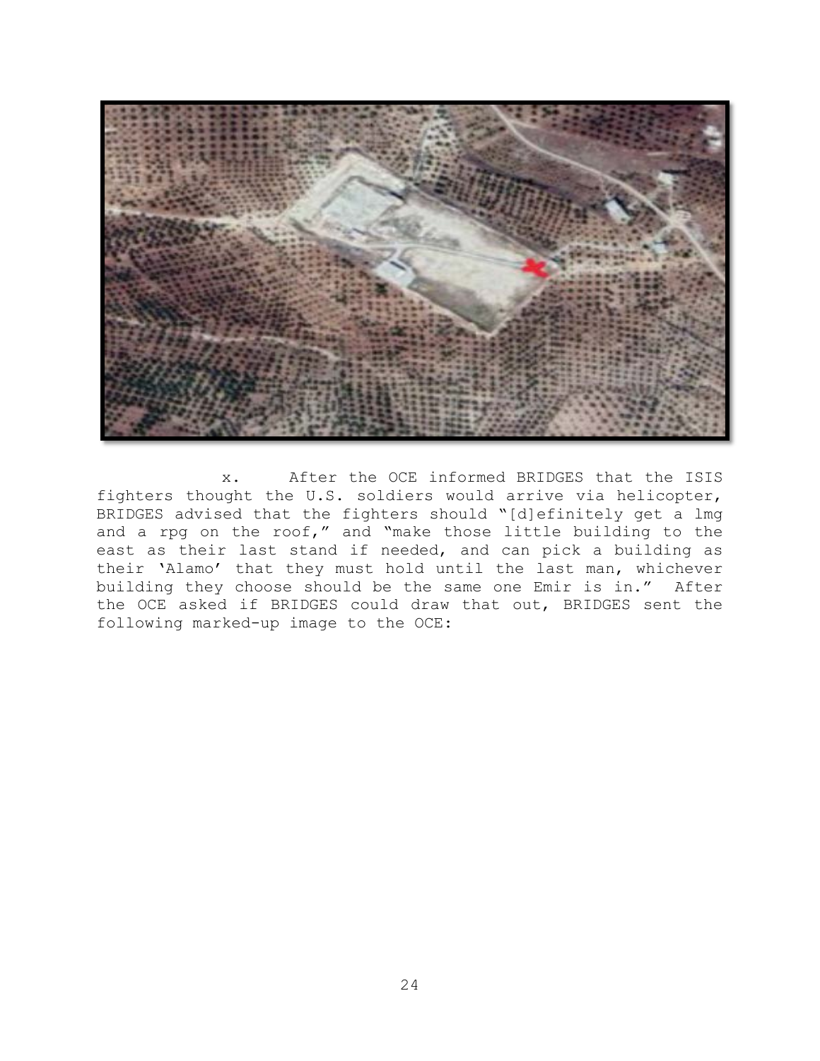x. After the OCE informed BRIDGES that the ISIS fighters thought the U.S. soldiers would arrive via helicopter, BRIDGES advised that the fighters should "[d]efinitely get a lmg and a rpg on the roof," and "make those little building to the east as their last stand if needed, and can pick a building as their 'Alamo' that they must hold until the last man, whichever building they choose should be the same one Emir is in." After the OCE asked if BRIDGES could draw that out, BRIDGES sent the following marked-up image to the OCE: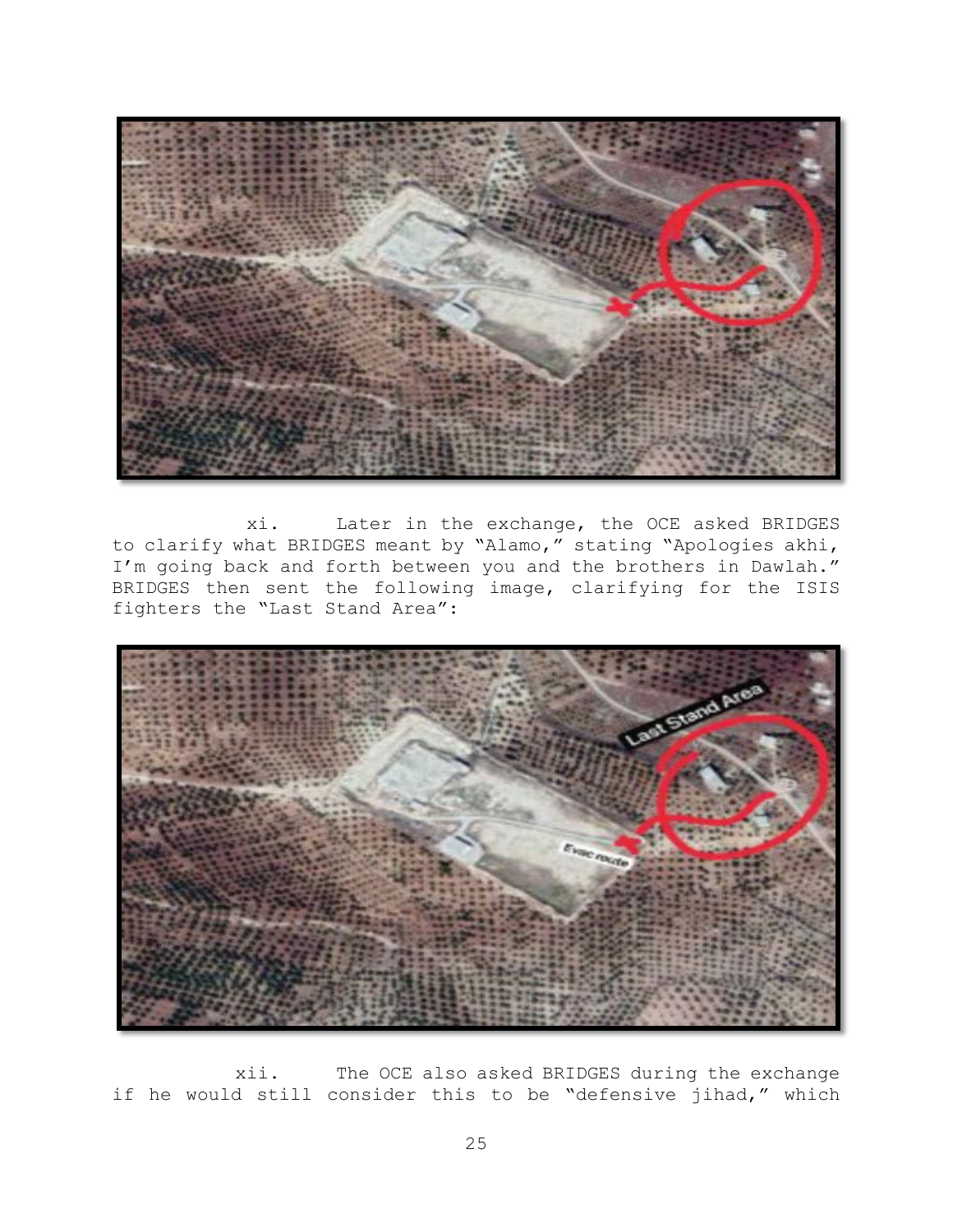xi. Later in the exchange, the OCE asked BRIDGES to clarify what BRIDGES meant by "Alamo," stating "Apologies akhi, I'm going back and forth between you and the brothers in Dawlah." BRIDGES then sent the following image, clarifying for the ISIS fighters the "Last Stand Area":

xii. The OCE also asked BRIDGES during the exchange if he would still consider this to be "defensive jihad," which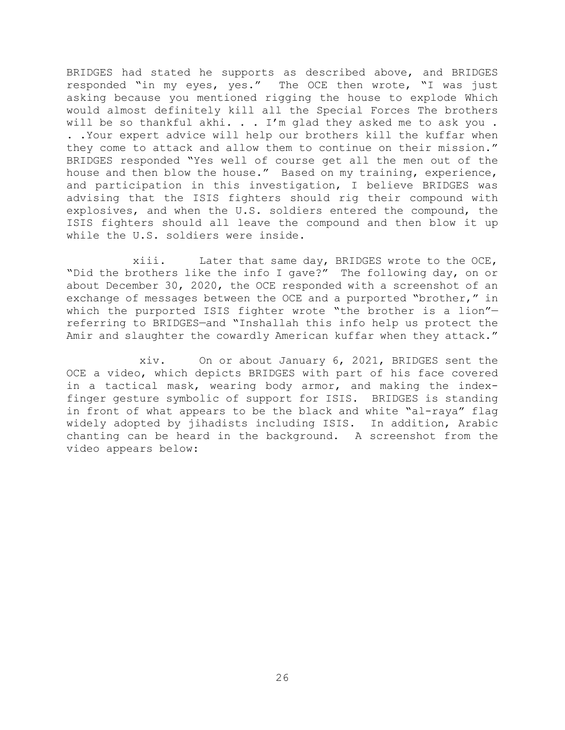BRIDGES had stated he supports as described above, and BRIDGES responded "in my eyes, yes." The OCE then wrote, "I was just asking because you mentioned rigging the house to explode Which would almost definitely kill all the Special Forces The brothers will be so thankful akhi. . . I'm glad they asked me to ask you . . .Your expert advice will help our brothers kill the kuffar when they come to attack and allow them to continue on their mission." BRIDGES responded "Yes well of course get all the men out of the house and then blow the house." Based on my training, experience, and participation in this investigation, I believe BRIDGES was advising that the ISIS fighters should rig their compound with explosives, and when the U.S. soldiers entered the compound, the ISIS fighters should all leave the compound and then blow it up while the U.S. soldiers were inside.

xiii. Later that same day, BRIDGES wrote to the OCE, "Did the brothers like the info I gave?" The following day, on or about December 30, 2020, the OCE responded with a screenshot of an exchange of messages between the OCE and a purported "brother," in which the purported ISIS fighter wrote "the brother is a lion"—referring to BRIDGES—and "Inshallah this info help us protect the Amir and slaughter the cowardly American kuffar when they attack."

xiv. On or about January 6, 2021, BRIDGES sent the OCE a video, which depicts BRIDGES with part of his face covered in a tactical mask, wearing body armor, and making the index-finger gesture symbolic of support for ISIS. BRIDGES is standing in front of what appears to be the black and white "al-raya" flag widely adopted by jihadists including ISIS. In addition, Arabic chanting can be heard in the background. A screenshot from the video appears below: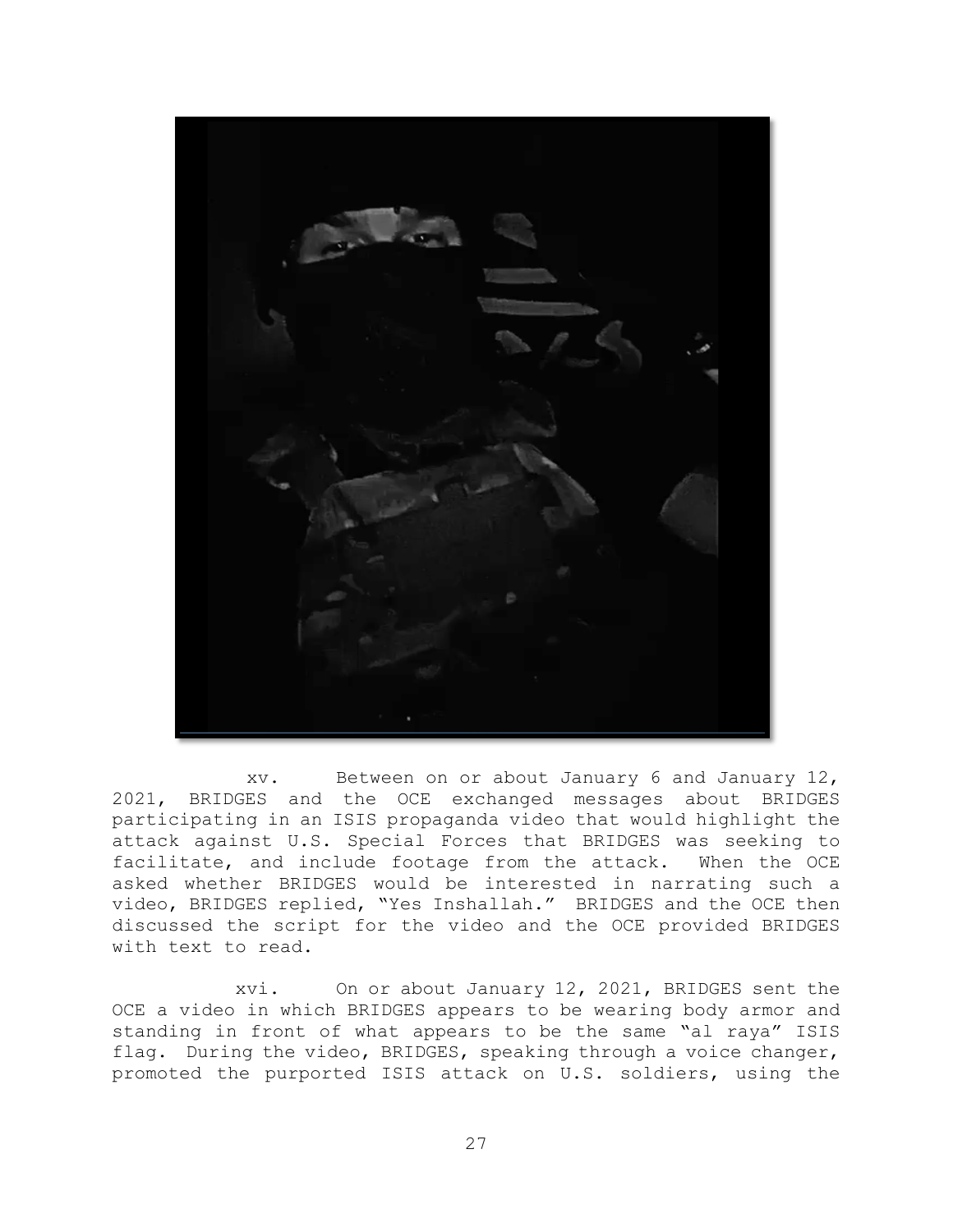xv. Between on or about January 6 and January 12, 2021, BRIDGES and the OCE exchanged messages about BRIDGES participating in an ISIS propaganda video that would highlight the attack against U.S. Special Forces that BRIDGES was seeking to facilitate, and include footage from the attack. When the OCE asked whether BRIDGES would be interested in narrating such a video, BRIDGES replied, "Yes Inshallah." BRIDGES and the OCE then discussed the script for the video and the OCE provided BRIDGES with text to read.

xvi. On or about January 12, 2021, BRIDGES sent the OCE a video in which BRIDGES appears to be wearing body armor and standing in front of what appears to be the same "al raya" ISIS flag. During the video, BRIDGES, speaking through a voice changer, promoted the purported ISIS attack on U.S. soldiers, using the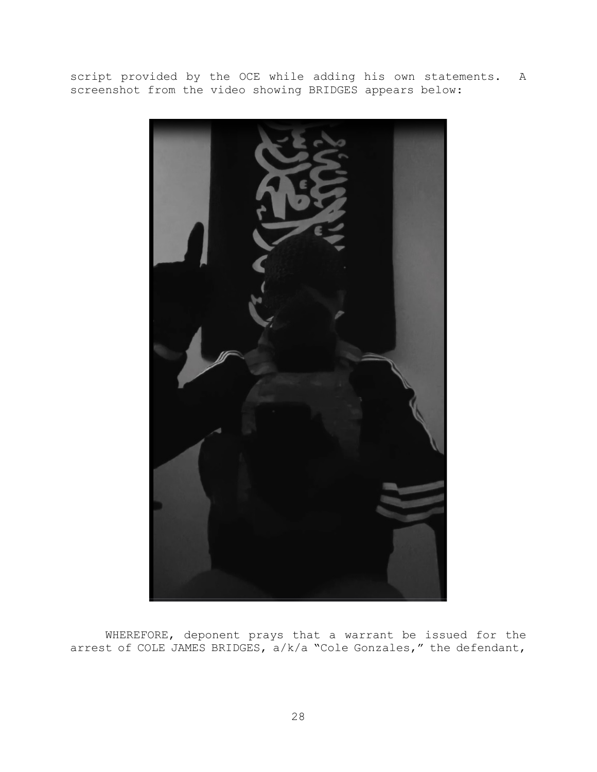script provided by the OCE while adding his own statements. A screenshot from the video showing BRIDGES appears below:

WHEREFORE, deponent prays that a warrant be issued for the arrest of COLE JAMES BRIDGES, a/k/a "Cole Gonzales," the defendant,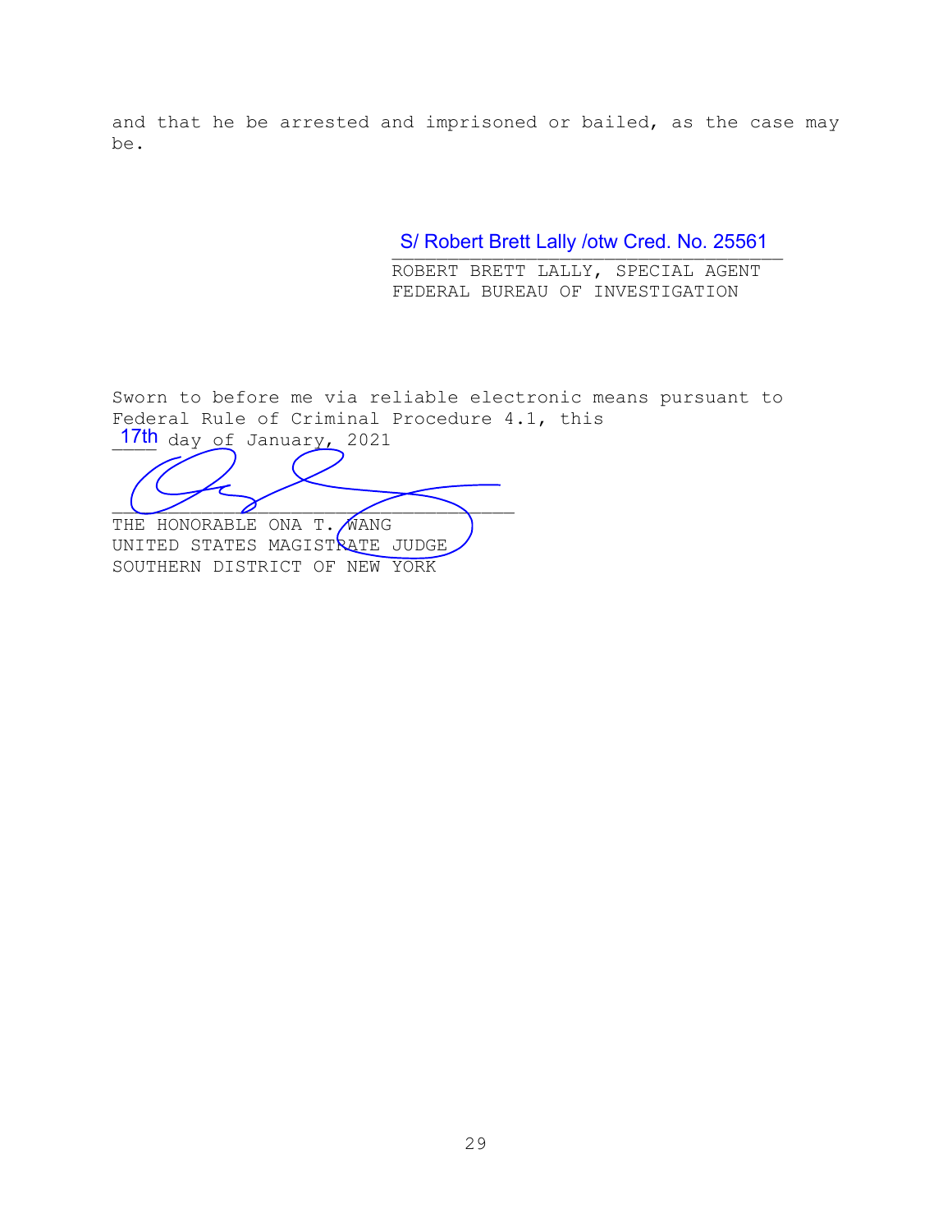and that he be arrested and imprisoned or bailed, as the case may be.

S/ Robert Brett Lally /otw Cred. No. 25561
___________________________________
ROBERT BRETT LALLY, SPECIAL AGENT
FEDERAL BUREAU OF INVESTIGATION

Sworn to before me via reliable electronic means pursuant to Federal Rule of Criminal Procedure 4.1, this 17th day of January, 2021

___________________________________
THE HONORABLE ONA T. WANG
UNITED STATES MAGISTRATE JUDGE
SOUTHERN DISTRICT OF NEW YORK